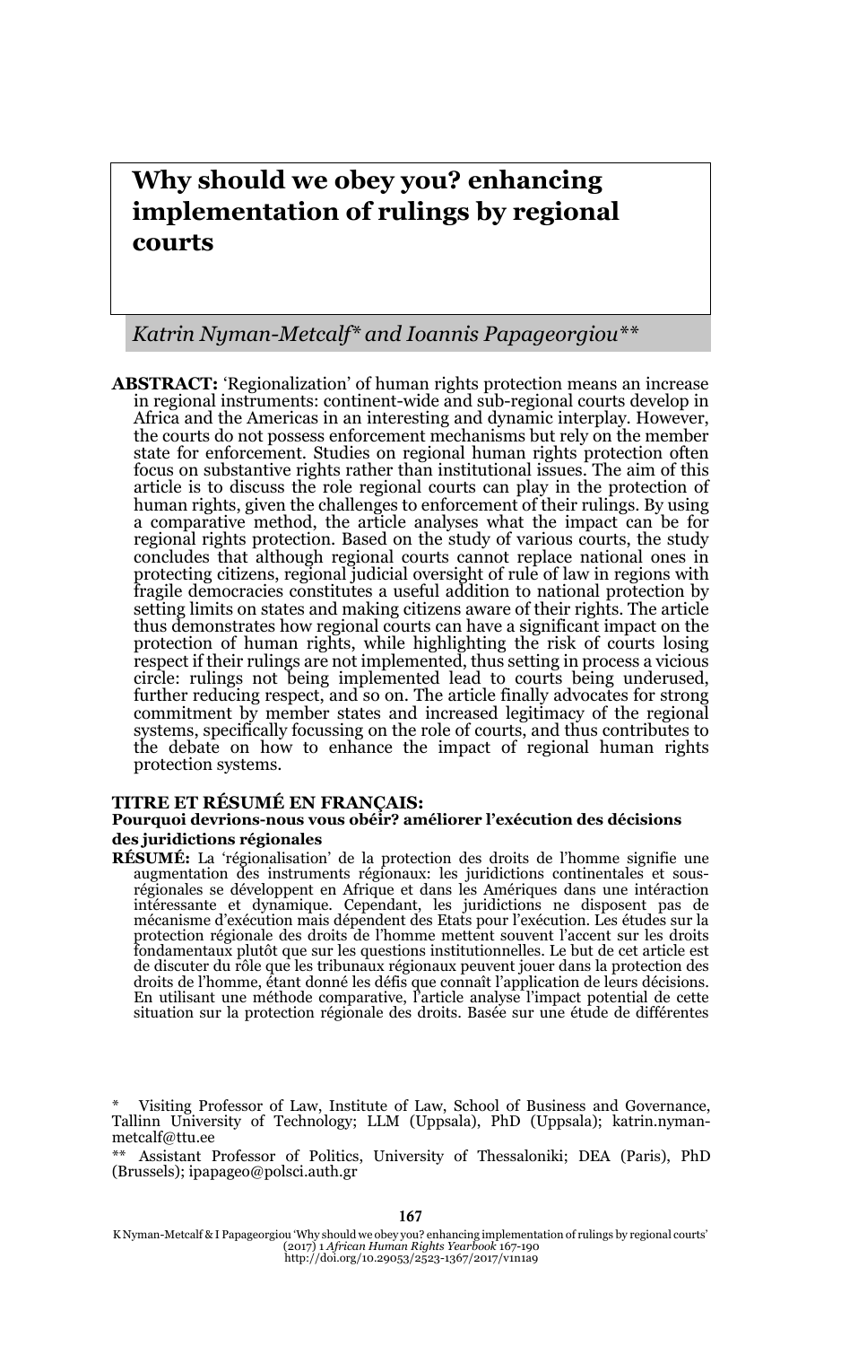# Why should we obey you? enhancing implementation of rulings by regional courts

*Katrin Nyman-Metcalf\* and Ioannis Papageorgiou\*\**

**ABSTRACT:** 'Regionalization' of human rights protection means an increase in regional instruments: continent-wide and sub-regional courts develop in Africa and the Americas in an interesting and dynamic interplay. However, the courts do not possess enforcement mechanisms but rely on the member state for enforcement. Studies on regional human rights protection often focus on substantive rights rather than institutional issues. The aim of this article is to discuss the role regional courts can play in the protection of human rights, given the challenges to enforcement of their rulings. By using a comparative method, the article analyses what the impact can be for regional rights protection. Based on the study of various courts, the study concludes that although regional courts cannot replace national ones in protecting citizens, regional judicial oversight of rule of law in regions with fragile democracies constitutes a useful addition to national protection by setting limits on states and making citizens aware of their rights. The article thus demonstrates how regional courts can have a significant impact on the protection of human rights, while highlighting the risk of courts losing respect if their rulings are not implemented, thus setting in process a vicious circle: rulings not being implemented lead to courts being underused, further reducing respect, and so on. The article finally advocates for strong commitment by member states and increased legitimacy of the regional systems, specifically focussing on the role of courts, and thus contributes to the debate on how to enhance the impact of regional human rights protection systems.

**TITRE ET RÉSUMÉ EN FRANÇAIS:**
**Pourquoi devrions-nous vous obéir? améliorer l'exécution des décisions des juridictions régionales**

**RÉSUMÉ:** La 'régionalisation' de la protection des droits de l'homme signifie une augmentation des instruments régionaux: les juridictions continentales et sous-régionales se développent en Afrique et dans les Amériques dans une intéraction intéressante et dynamique. Cependant, les juridictions ne disposent pas de mécanisme d'exécution mais dépendent des Etats pour l'exécution. Les études sur la protection régionale des droits de l'homme mettent souvent l'accent sur les droits fondamentaux plutôt que sur les questions institutionnelles. Le but de cet article est de discuter du rôle que les tribunaux régionaux peuvent jouer dans la protection des droits de l'homme, étant donné les défis que connaît l'application de leurs décisions. En utilisant une méthode comparative, l'article analyse l'impact potential de cette situation sur la protection régionale des droits. Basée sur une étude de différentes

\* Visiting Professor of Law, Institute of Law, School of Business and Governance, Tallinn University of Technology; LLM (Uppsala), PhD (Uppsala); katrin.nyman-metcalf@ttu.ee

\*\* Assistant Professor of Politics, University of Thessaloniki; DEA (Paris), PhD (Brussels); ipapageo@polsci.auth.gr

K Nyman-Metcalf & I Papageorgiou 'Why should we obey you? enhancing implementation of rulings by regional courts' (2017) 1 *African Human Rights Yearbook* 167-190
http://doi.org/10.29053/2523-1367/2017/v1n1a9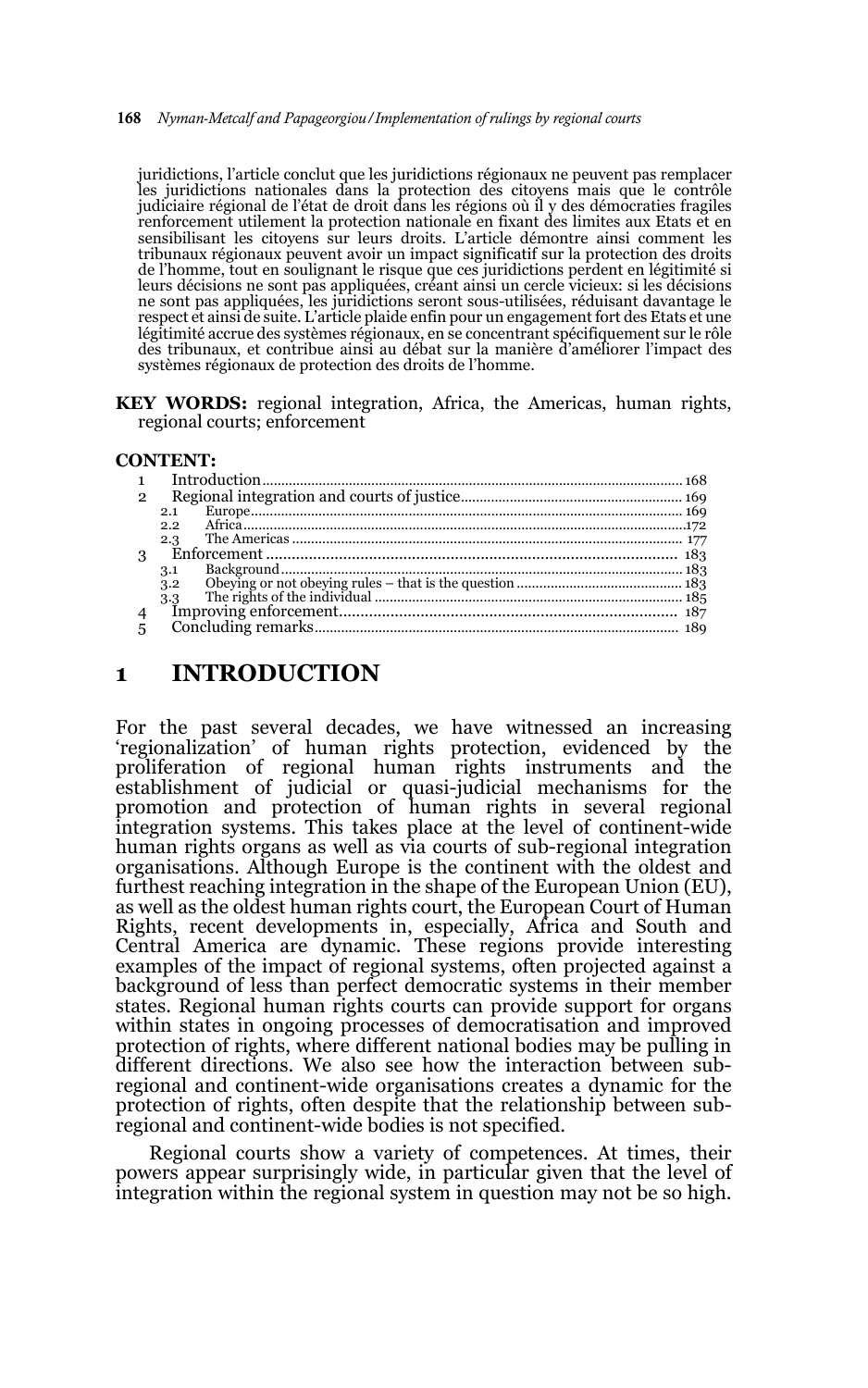juridictions, l'article conclut que les juridictions régionaux ne peuvent pas remplacer les juridictions nationales dans la protection des citoyens mais que le contrôle judiciaire régional de l'état de droit dans les régions où il y des démocraties fragiles renforcement utilement la protection nationale en fixant des limites aux Etats et en sensibilisant les citoyens sur leurs droits. L'article démontre ainsi comment les tribunaux régionaux peuvent avoir un impact significatif sur la protection des droits de l'homme, tout en soulignant le risque que ces juridictions perdent en légitimité si leurs décisions ne sont pas appliquées, créant ainsi un cercle vicieux: si les décisions ne sont pas appliquées, les juridictions seront sous-utilisées, réduisant davantage le respect et ainsi de suite. L'article plaide enfin pour un engagement fort des Etats et une légitimité accrue des systèmes régionaux, en se concentrant spécifiquement sur le rôle des tribunaux, et contribue ainsi au débat sur la manière d'améliorer l'impact des systèmes régionaux de protection des droits de l'homme.

**KEY WORDS:** regional integration, Africa, the Americas, human rights, regional courts; enforcement

**CONTENT:**

| | | |
|---|---|---|
| 1 | Introduction | 168 |
| 2 | Regional integration and courts of justice | 169 |
| 2.1 | Europe | 169 |
| 2.2 | Africa | 172 |
| 2.3 | The Americas | 177 |
| 3 | Enforcement | 183 |
| 3.1 | Background | 183 |
| 3.2 | Obeying or not obeying rules – that is the question | 183 |
| 3.3 | The rights of the individual | 185 |
| 4 | Improving enforcement | 187 |
| 5 | Concluding remarks | 189 |

# 1 INTRODUCTION

For the past several decades, we have witnessed an increasing 'regionalization' of human rights protection, evidenced by the proliferation of regional human rights instruments and the establishment of judicial or quasi-judicial mechanisms for the promotion and protection of human rights in several regional integration systems. This takes place at the level of continent-wide human rights organs as well as via courts of sub-regional integration organisations. Although Europe is the continent with the oldest and furthest reaching integration in the shape of the European Union (EU), as well as the oldest human rights court, the European Court of Human Rights, recent developments in, especially, Africa and South and Central America are dynamic. These regions provide interesting examples of the impact of regional systems, often projected against a background of less than perfect democratic systems in their member states. Regional human rights courts can provide support for organs within states in ongoing processes of democratisation and improved protection of rights, where different national bodies may be pulling in different directions. We also see how the interaction between sub-regional and continent-wide organisations creates a dynamic for the protection of rights, often despite that the relationship between sub-regional and continent-wide bodies is not specified.

Regional courts show a variety of competences. At times, their powers appear surprisingly wide, in particular given that the level of integration within the regional system in question may not be so high.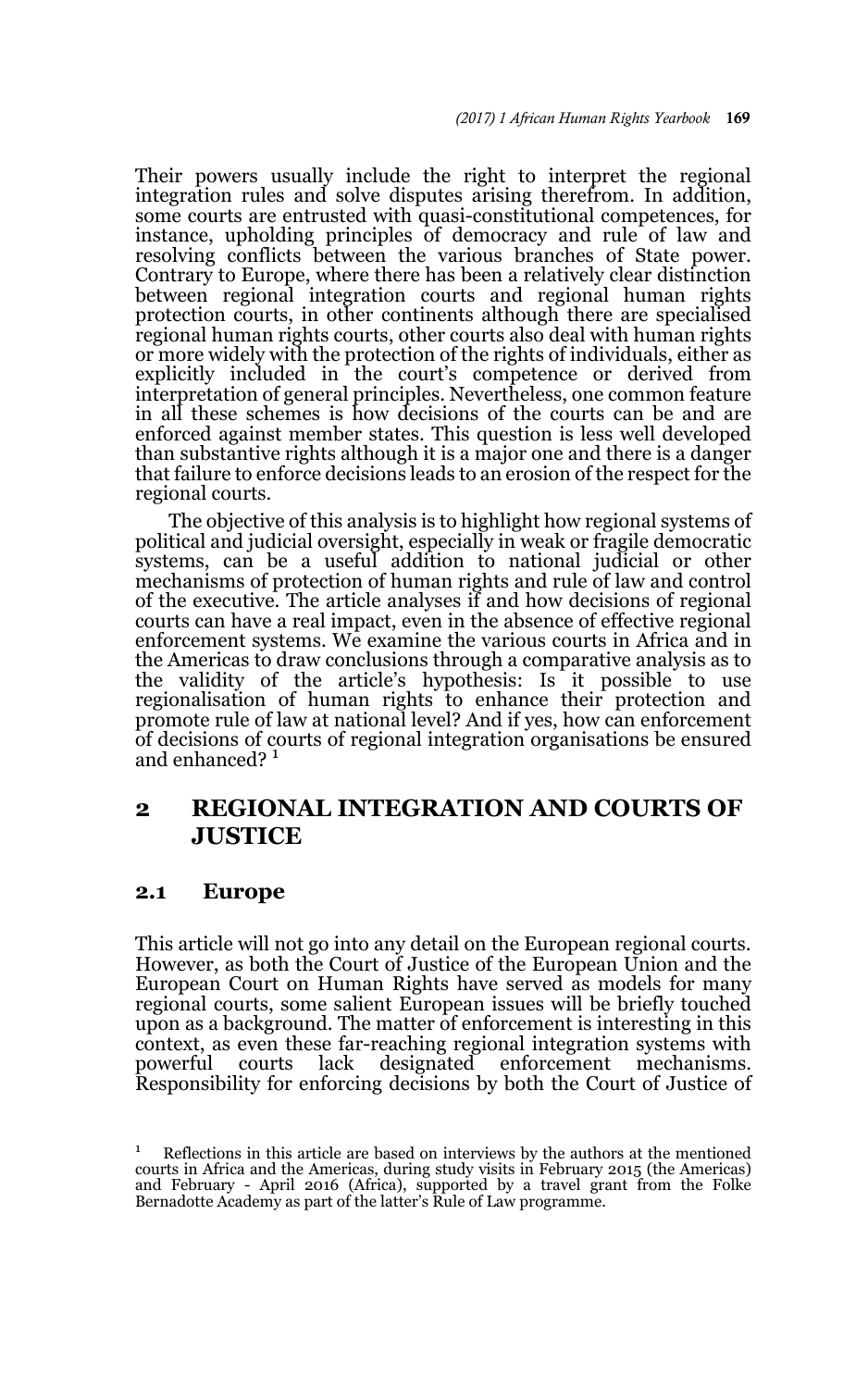Their powers usually include the right to interpret the regional integration rules and solve disputes arising therefrom. In addition, some courts are entrusted with quasi-constitutional competences, for instance, upholding principles of democracy and rule of law and resolving conflicts between the various branches of State power. Contrary to Europe, where there has been a relatively clear distinction between regional integration courts and regional human rights protection courts, in other continents although there are specialised regional human rights courts, other courts also deal with human rights or more widely with the protection of the rights of individuals, either as explicitly included in the court's competence or derived from interpretation of general principles. Nevertheless, one common feature in all these schemes is how decisions of the courts can be and are enforced against member states. This question is less well developed than substantive rights although it is a major one and there is a danger that failure to enforce decisions leads to an erosion of the respect for the regional courts.

The objective of this analysis is to highlight how regional systems of political and judicial oversight, especially in weak or fragile democratic systems, can be a useful addition to national judicial or other mechanisms of protection of human rights and rule of law and control of the executive. The article analyses if and how decisions of regional courts can have a real impact, even in the absence of effective regional enforcement systems. We examine the various courts in Africa and in the Americas to draw conclusions through a comparative analysis as to the validity of the article's hypothesis: Is it possible to use regionalisation of human rights to enhance their protection and promote rule of law at national level? And if yes, how can enforcement of decisions of courts of regional integration organisations be ensured and enhanced? [1]

## 2 REGIONAL INTEGRATION AND COURTS OF JUSTICE

### 2.1 Europe

This article will not go into any detail on the European regional courts. However, as both the Court of Justice of the European Union and the European Court on Human Rights have served as models for many regional courts, some salient European issues will be briefly touched upon as a background. The matter of enforcement is interesting in this context, as even these far-reaching regional integration systems with powerful courts lack designated enforcement mechanisms. Responsibility for enforcing decisions by both the Court of Justice of

---

[1] Reflections in this article are based on interviews by the authors at the mentioned courts in Africa and the Americas, during study visits in February 2015 (the Americas) and February - April 2016 (Africa), supported by a travel grant from the Folke Bernadotte Academy as part of the latter's Rule of Law programme.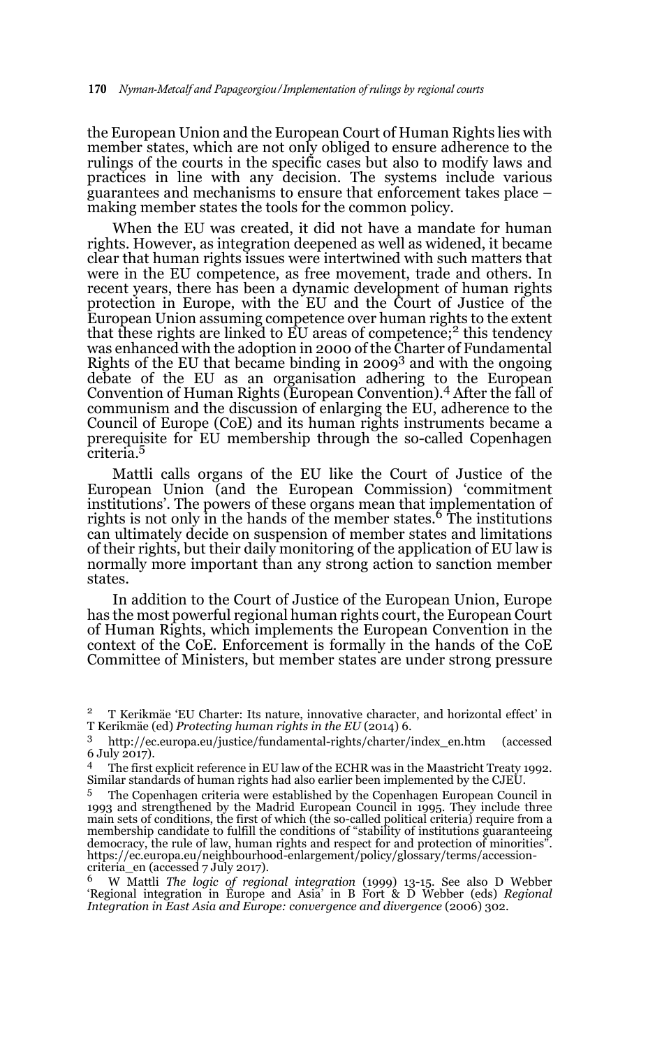the European Union and the European Court of Human Rights lies with member states, which are not only obliged to ensure adherence to the rulings of the courts in the specific cases but also to modify laws and practices in line with any decision. The systems include various guarantees and mechanisms to ensure that enforcement takes place – making member states the tools for the common policy.

When the EU was created, it did not have a mandate for human rights. However, as integration deepened as well as widened, it became clear that human rights issues were intertwined with such matters that were in the EU competence, as free movement, trade and others. In recent years, there has been a dynamic development of human rights protection in Europe, with the EU and the Court of Justice of the European Union assuming competence over human rights to the extent that these rights are linked to EU areas of competence;[2] this tendency was enhanced with the adoption in 2000 of the Charter of Fundamental Rights of the EU that became binding in 2009[3] and with the ongoing debate of the EU as an organisation adhering to the European Convention of Human Rights (European Convention).[4] After the fall of communism and the discussion of enlarging the EU, adherence to the Council of Europe (CoE) and its human rights instruments became a prerequisite for EU membership through the so-called Copenhagen criteria.[5]

Mattli calls organs of the EU like the Court of Justice of the European Union (and the European Commission) 'commitment institutions'. The powers of these organs mean that implementation of rights is not only in the hands of the member states.[6] The institutions can ultimately decide on suspension of member states and limitations of their rights, but their daily monitoring of the application of EU law is normally more important than any strong action to sanction member states.

In addition to the Court of Justice of the European Union, Europe has the most powerful regional human rights court, the European Court of Human Rights, which implements the European Convention in the context of the CoE. Enforcement is formally in the hands of the CoE Committee of Ministers, but member states are under strong pressure

---

[2] T Kerikmäe 'EU Charter: Its nature, innovative character, and horizontal effect' in T Kerikmäe (ed) *Protecting human rights in the EU* (2014) 6.

[3] http://ec.europa.eu/justice/fundamental-rights/charter/index_en.htm (accessed 6 July 2017).

[4] The first explicit reference in EU law of the ECHR was in the Maastricht Treaty 1992. Similar standards of human rights had also earlier been implemented by the CJEU.

[5] The Copenhagen criteria were established by the Copenhagen European Council in 1993 and strengthened by the Madrid European Council in 1995. They include three main sets of conditions, the first of which (the so-called political criteria) require from a membership candidate to fulfill the conditions of "stability of institutions guaranteeing democracy, the rule of law, human rights and respect for and protection of minorities". https://ec.europa.eu/neighbourhood-enlargement/policy/glossary/terms/accession-criteria_en (accessed 7 July 2017).

[6] W Mattli *The logic of regional integration* (1999) 13-15. See also D Webber 'Regional integration in Europe and Asia' in B Fort & D Webber (eds) *Regional Integration in East Asia and Europe: convergence and divergence* (2006) 302.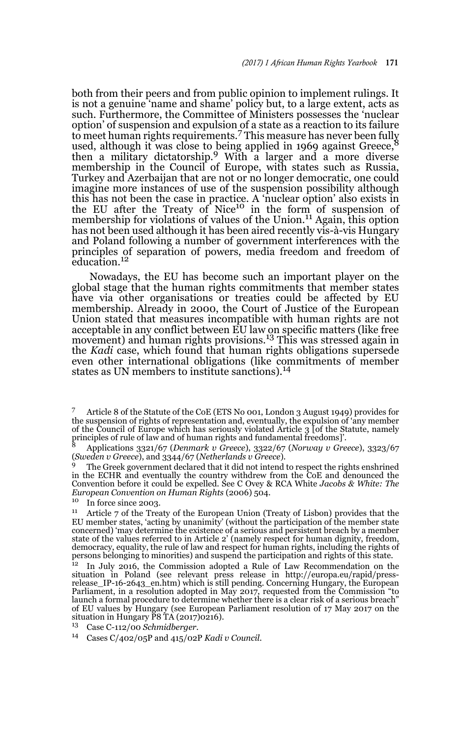both from their peers and from public opinion to implement rulings. It is not a genuine 'name and shame' policy but, to a large extent, acts as such. Furthermore, the Committee of Ministers possesses the 'nuclear option' of suspension and expulsion of a state as a reaction to its failure to meet human rights requirements.[7] This measure has never been fully used, although it was close to being applied in 1969 against Greece,[8] then a military dictatorship.[9] With a larger and a more diverse membership in the Council of Europe, with states such as Russia, Turkey and Azerbaijan that are not or no longer democratic, one could imagine more instances of use of the suspension possibility although this has not been the case in practice. A 'nuclear option' also exists in the EU after the Treaty of Nice[10] in the form of suspension of membership for violations of values of the Union.[11] Again, this option has not been used although it has been aired recently vis-à-vis Hungary and Poland following a number of government interferences with the principles of separation of powers, media freedom and freedom of education.[12]

Nowadays, the EU has become such an important player on the global stage that the human rights commitments that member states have via other organisations or treaties could be affected by EU membership. Already in 2000, the Court of Justice of the European Union stated that measures incompatible with human rights are not acceptable in any conflict between EU law on specific matters (like free movement) and human rights provisions.[13] This was stressed again in the *Kadi* case, which found that human rights obligations supersede even other international obligations (like commitments of member states as UN members to institute sanctions).[14]

---

[7] Article 8 of the Statute of the CoE (ETS No 001, London 3 August 1949) provides for the suspension of rights of representation and, eventually, the expulsion of 'any member of the Council of Europe which has seriously violated Article 3 [of the Statute, namely principles of rule of law and of human rights and fundamental freedoms]'.

[8] Applications 3321/67 (*Denmark v Greece*), 3322/67 (*Norway v Greece*), 3323/67 (*Sweden v Greece*), and 3344/67 (*Netherlands v Greece*).

[9] The Greek government declared that it did not intend to respect the rights enshrined in the ECHR and eventually the country withdrew from the CoE and denounced the Convention before it could be expelled. See C Ovey & RCA White *Jacobs & White: The European Convention on Human Rights* (2006) 504.

[10] In force since 2003.

[11] Article 7 of the Treaty of the European Union (Treaty of Lisbon) provides that the EU member states, 'acting by unanimity' (without the participation of the member state concerned) 'may determine the existence of a serious and persistent breach by a member state of the values referred to in Article 2' (namely respect for human dignity, freedom, democracy, equality, the rule of law and respect for human rights, including the rights of persons belonging to minorities) and suspend the participation and rights of this state.

[12] In July 2016, the Commission adopted a Rule of Law Recommendation on the situation in Poland (see relevant press release in http://europa.eu/rapid/press-release_IP-16-2643_en.htm) which is still pending. Concerning Hungary, the European Parliament, in a resolution adopted in May 2017, requested from the Commission "to launch a formal procedure to determine whether there is a clear risk of a serious breach" of EU values by Hungary (see European Parliament resolution of 17 May 2017 on the situation in Hungary P8 TA (2017)0216).

[13] Case C-112/00 *Schmidberger*.

[14] Cases C/402/05P and 415/02P *Kadi v Council*.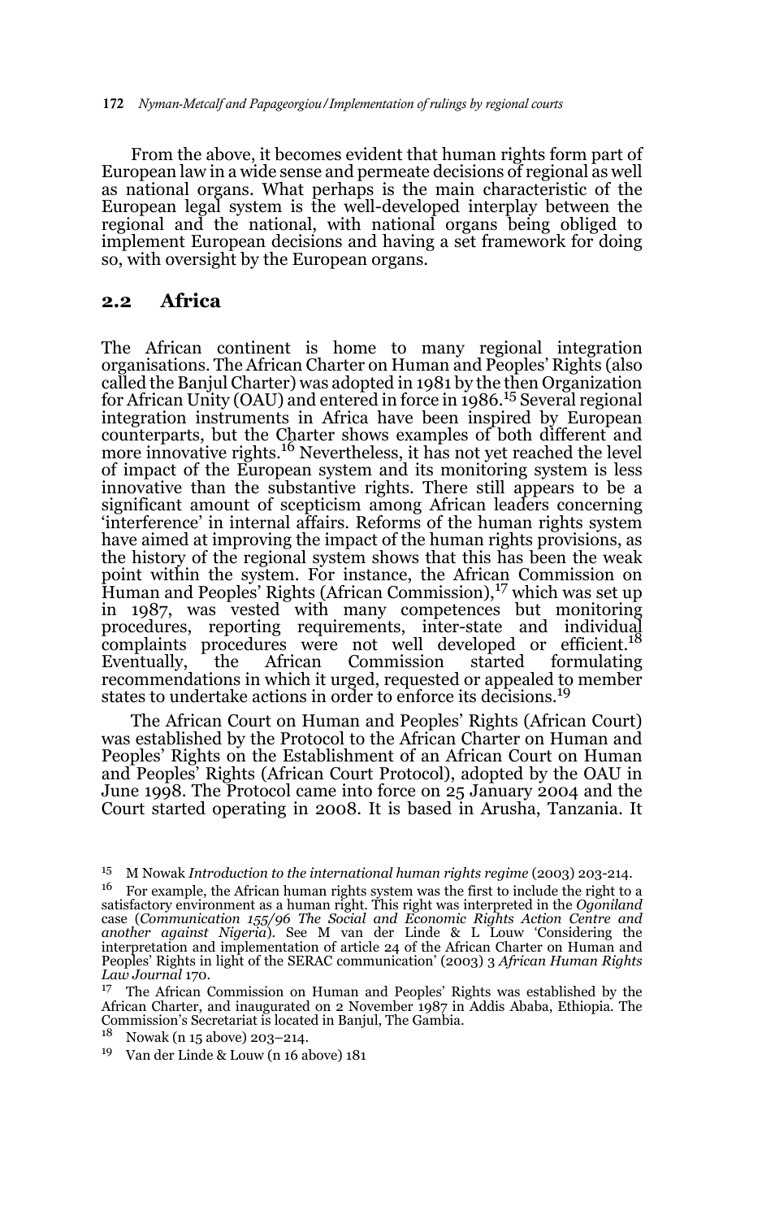From the above, it becomes evident that human rights form part of European law in a wide sense and permeate decisions of regional as well as national organs. What perhaps is the main characteristic of the European legal system is the well-developed interplay between the regional and the national, with national organs being obliged to implement European decisions and having a set framework for doing so, with oversight by the European organs.

## 2.2 Africa

The African continent is home to many regional integration organisations. The African Charter on Human and Peoples' Rights (also called the Banjul Charter) was adopted in 1981 by the then Organization for African Unity (OAU) and entered in force in 1986.[15] Several regional integration instruments in Africa have been inspired by European counterparts, but the Charter shows examples of both different and more innovative rights.[16] Nevertheless, it has not yet reached the level of impact of the European system and its monitoring system is less innovative than the substantive rights. There still appears to be a significant amount of scepticism among African leaders concerning 'interference' in internal affairs. Reforms of the human rights system have aimed at improving the impact of the human rights provisions, as the history of the regional system shows that this has been the weak point within the system. For instance, the African Commission on Human and Peoples' Rights (African Commission),[17] which was set up in 1987, was vested with many competences but monitoring procedures, reporting requirements, inter-state and individual complaints procedures were not well developed or efficient.[18] Eventually, the African Commission started formulating recommendations in which it urged, requested or appealed to member states to undertake actions in order to enforce its decisions.[19]

The African Court on Human and Peoples' Rights (African Court) was established by the Protocol to the African Charter on Human and Peoples' Rights on the Establishment of an African Court on Human and Peoples' Rights (African Court Protocol), adopted by the OAU in June 1998. The Protocol came into force on 25 January 2004 and the Court started operating in 2008. It is based in Arusha, Tanzania. It

---

[15] M Nowak *Introduction to the international human rights regime* (2003) 203-214.

[16] For example, the African human rights system was the first to include the right to a satisfactory environment as a human right. This right was interpreted in the *Ogoniland* case (*Communication 155/96 The Social and Economic Rights Action Centre and another against Nigeria*). See M van der Linde & L Louw 'Considering the interpretation and implementation of article 24 of the African Charter on Human and Peoples' Rights in light of the SERAC communication' (2003) 3 *African Human Rights Law Journal* 170.

[17] The African Commission on Human and Peoples' Rights was established by the African Charter, and inaugurated on 2 November 1987 in Addis Ababa, Ethiopia. The Commission's Secretariat is located in Banjul, The Gambia.

[18] Nowak (n 15 above) 203–214.

[19] Van der Linde & Louw (n 16 above) 181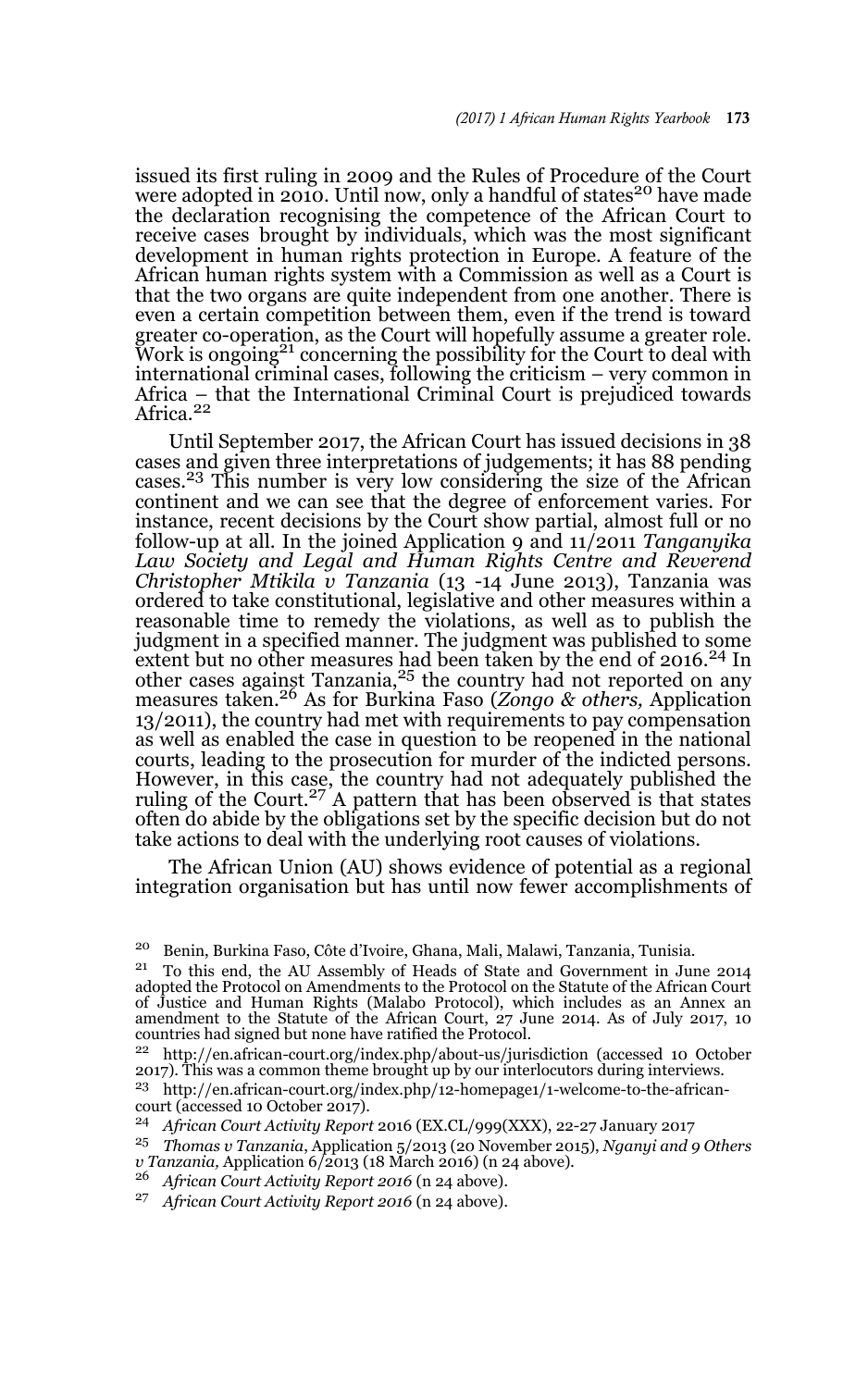issued its first ruling in 2009 and the Rules of Procedure of the Court were adopted in 2010. Until now, only a handful of states[20] have made the declaration recognising the competence of the African Court to receive cases brought by individuals, which was the most significant development in human rights protection in Europe. A feature of the African human rights system with a Commission as well as a Court is that the two organs are quite independent from one another. There is even a certain competition between them, even if the trend is toward greater co-operation, as the Court will hopefully assume a greater role. Work is ongoing[21] concerning the possibility for the Court to deal with international criminal cases, following the criticism – very common in Africa – that the International Criminal Court is prejudiced towards Africa.[22]

Until September 2017, the African Court has issued decisions in 38 cases and given three interpretations of judgements; it has 88 pending cases.[23] This number is very low considering the size of the African continent and we can see that the degree of enforcement varies. For instance, recent decisions by the Court show partial, almost full or no follow-up at all. In the joined Application 9 and 11/2011 *Tanganyika Law Society and Legal and Human Rights Centre and Reverend Christopher Mtikila v Tanzania* (13 -14 June 2013), Tanzania was ordered to take constitutional, legislative and other measures within a reasonable time to remedy the violations, as well as to publish the judgment in a specified manner. The judgment was published to some extent but no other measures had been taken by the end of 2016.[24] In other cases against Tanzania,[25] the country had not reported on any measures taken.[26] As for Burkina Faso (*Zongo & others,* Application 13/2011), the country had met with requirements to pay compensation as well as enabled the case in question to be reopened in the national courts, leading to the prosecution for murder of the indicted persons. However, in this case, the country had not adequately published the ruling of the Court.[27] A pattern that has been observed is that states often do abide by the obligations set by the specific decision but do not take actions to deal with the underlying root causes of violations.

The African Union (AU) shows evidence of potential as a regional integration organisation but has until now fewer accomplishments of

---

[20] Benin, Burkina Faso, Côte d'Ivoire, Ghana, Mali, Malawi, Tanzania, Tunisia.

[21] To this end, the AU Assembly of Heads of State and Government in June 2014 adopted the Protocol on Amendments to the Protocol on the Statute of the African Court of Justice and Human Rights (Malabo Protocol), which includes as an Annex an amendment to the Statute of the African Court, 27 June 2014. As of July 2017, 10 countries had signed but none have ratified the Protocol.

[22] http://en.african-court.org/index.php/about-us/jurisdiction (accessed 10 October 2017). This was a common theme brought up by our interlocutors during interviews.

[23] http://en.african-court.org/index.php/12-homepage1/1-welcome-to-the-african-court (accessed 10 October 2017).

[24] *African Court Activity Report* 2016 (EX.CL/999(XXX), 22-27 January 2017

[25] *Thomas v Tanzania*, Application 5/2013 (20 November 2015), *Nganyi and 9 Others v Tanzania,* Application 6/2013 (18 March 2016) (n 24 above).

[26] *African Court Activity Report 2016* (n 24 above).

[27] *African Court Activity Report 2016* (n 24 above).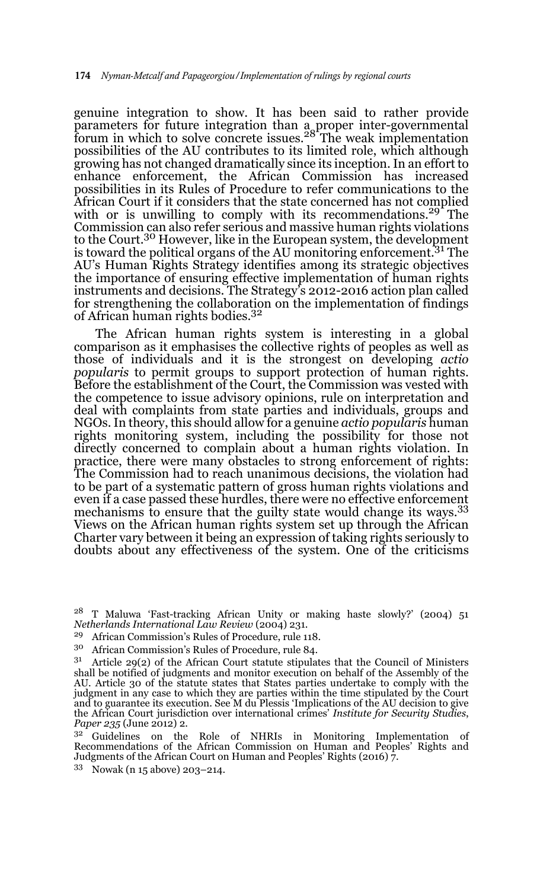genuine integration to show. It has been said to rather provide parameters for future integration than a proper inter-governmental forum in which to solve concrete issues.[28] The weak implementation possibilities of the AU contributes to its limited role, which although growing has not changed dramatically since its inception. In an effort to enhance enforcement, the African Commission has increased possibilities in its Rules of Procedure to refer communications to the African Court if it considers that the state concerned has not complied with or is unwilling to comply with its recommendations.[29] The Commission can also refer serious and massive human rights violations to the Court.[30] However, like in the European system, the development is toward the political organs of the AU monitoring enforcement.[31] The AU's Human Rights Strategy identifies among its strategic objectives the importance of ensuring effective implementation of human rights instruments and decisions. The Strategy's 2012-2016 action plan called for strengthening the collaboration on the implementation of findings of African human rights bodies.[32]

The African human rights system is interesting in a global comparison as it emphasises the collective rights of peoples as well as those of individuals and it is the strongest on developing *actio popularis* to permit groups to support protection of human rights. Before the establishment of the Court, the Commission was vested with the competence to issue advisory opinions, rule on interpretation and deal with complaints from state parties and individuals, groups and NGOs. In theory, this should allow for a genuine *actio popularis* human rights monitoring system, including the possibility for those not directly concerned to complain about a human rights violation. In practice, there were many obstacles to strong enforcement of rights: The Commission had to reach unanimous decisions, the violation had to be part of a systematic pattern of gross human rights violations and even if a case passed these hurdles, there were no effective enforcement mechanisms to ensure that the guilty state would change its ways.[33] Views on the African human rights system set up through the African Charter vary between it being an expression of taking rights seriously to doubts about any effectiveness of the system. One of the criticisms

---

[28] T Maluwa 'Fast-tracking African Unity or making haste slowly?' (2004) 51 *Netherlands International Law Review* (2004) 231.

[29] African Commission's Rules of Procedure, rule 118.

[30] African Commission's Rules of Procedure, rule 84.

[31] Article 29(2) of the African Court statute stipulates that the Council of Ministers shall be notified of judgments and monitor execution on behalf of the Assembly of the AU. Article 30 of the statute states that States parties undertake to comply with the judgment in any case to which they are parties within the time stipulated by the Court and to guarantee its execution. See M du Plessis 'Implications of the AU decision to give the African Court jurisdiction over international crimes' *Institute for Security Studies*, *Paper 235* (June 2012) 2.

[32] Guidelines on the Role of NHRIs in Monitoring Implementation of Recommendations of the African Commission on Human and Peoples' Rights and Judgments of the African Court on Human and Peoples' Rights (2016) 7.

[33] Nowak (n 15 above) 203–214.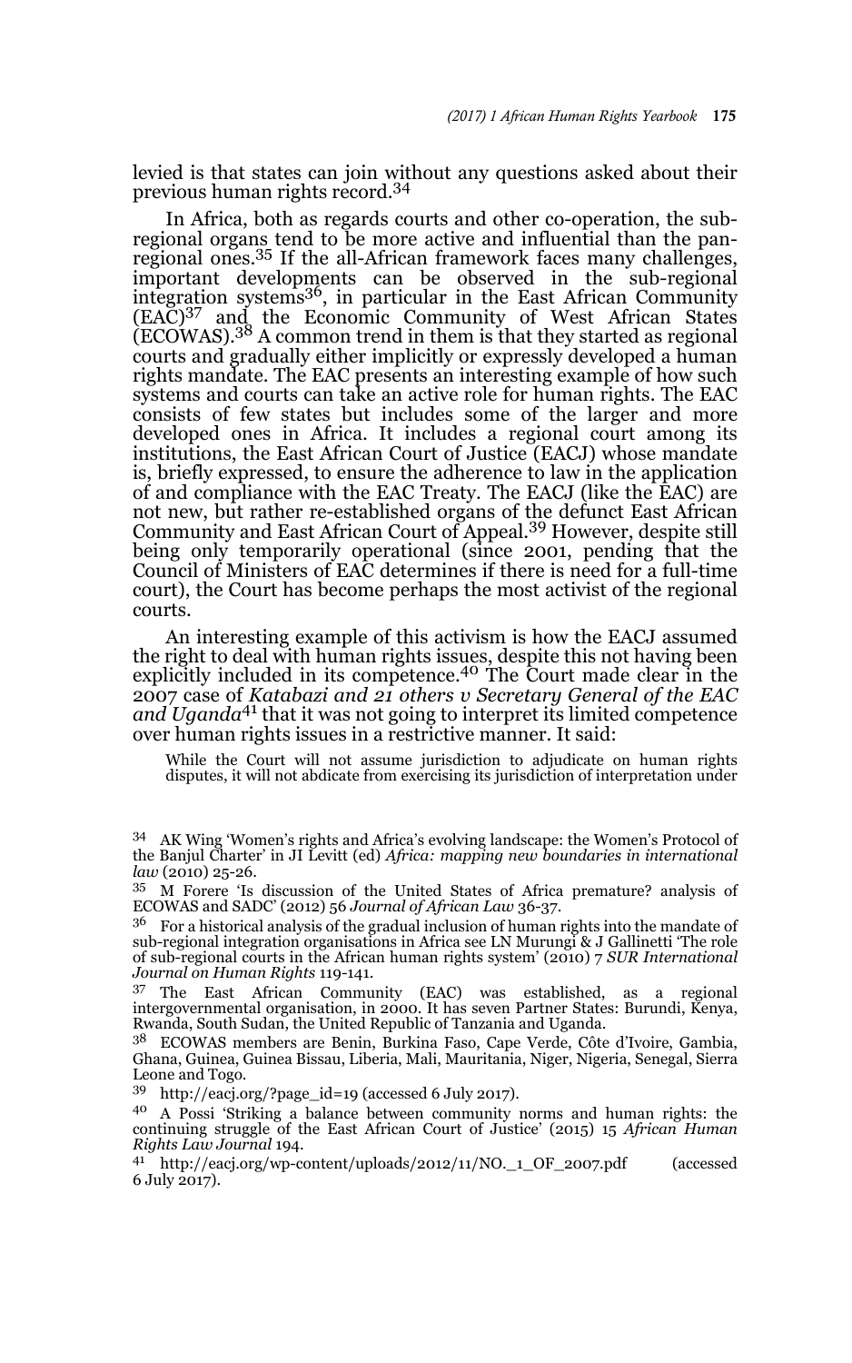levied is that states can join without any questions asked about their previous human rights record.[34]

In Africa, both as regards courts and other co-operation, the sub-regional organs tend to be more active and influential than the pan-regional ones.[35] If the all-African framework faces many challenges, important developments can be observed in the sub-regional integration systems[36], in particular in the East African Community (EAC)[37] and the Economic Community of West African States (ECOWAS).[38] A common trend in them is that they started as regional courts and gradually either implicitly or expressly developed a human rights mandate. The EAC presents an interesting example of how such systems and courts can take an active role for human rights. The EAC consists of few states but includes some of the larger and more developed ones in Africa. It includes a regional court among its institutions, the East African Court of Justice (EACJ) whose mandate is, briefly expressed, to ensure the adherence to law in the application of and compliance with the EAC Treaty. The EACJ (like the EAC) are not new, but rather re-established organs of the defunct East African Community and East African Court of Appeal.[39] However, despite still being only temporarily operational (since 2001, pending that the Council of Ministers of EAC determines if there is need for a full-time court), the Court has become perhaps the most activist of the regional courts.

An interesting example of this activism is how the EACJ assumed the right to deal with human rights issues, despite this not having been explicitly included in its competence.[40] The Court made clear in the 2007 case of *Katabazi and 21 others v Secretary General of the EAC and Uganda*[41] that it was not going to interpret its limited competence over human rights issues in a restrictive manner. It said:

> While the Court will not assume jurisdiction to adjudicate on human rights disputes, it will not abdicate from exercising its jurisdiction of interpretation under

---

[34] AK Wing 'Women's rights and Africa's evolving landscape: the Women's Protocol of the Banjul Charter' in JI Levitt (ed) *Africa: mapping new boundaries in international law* (2010) 25-26.

[35] M Forere 'Is discussion of the United States of Africa premature? analysis of ECOWAS and SADC' (2012) 56 *Journal of African Law* 36-37.

[36] For a historical analysis of the gradual inclusion of human rights into the mandate of sub-regional integration organisations in Africa see LN Murungi & J Gallinetti 'The role of sub-regional courts in the African human rights system' (2010) 7 *SUR International Journal on Human Rights* 119-141.

[37] The East African Community (EAC) was established, as a regional intergovernmental organisation, in 2000. It has seven Partner States: Burundi, Kenya, Rwanda, South Sudan, the United Republic of Tanzania and Uganda.

[38] ECOWAS members are Benin, Burkina Faso, Cape Verde, Côte d'Ivoire, Gambia, Ghana, Guinea, Guinea Bissau, Liberia, Mali, Mauritania, Niger, Nigeria, Senegal, Sierra Leone and Togo.

[39] http://eacj.org/?page_id=19 (accessed 6 July 2017).

[40] A Possi 'Striking a balance between community norms and human rights: the continuing struggle of the East African Court of Justice' (2015) 15 *African Human Rights Law Journal* 194.

[41] http://eacj.org/wp-content/uploads/2012/11/NO._1_OF_2007.pdf (accessed 6 July 2017).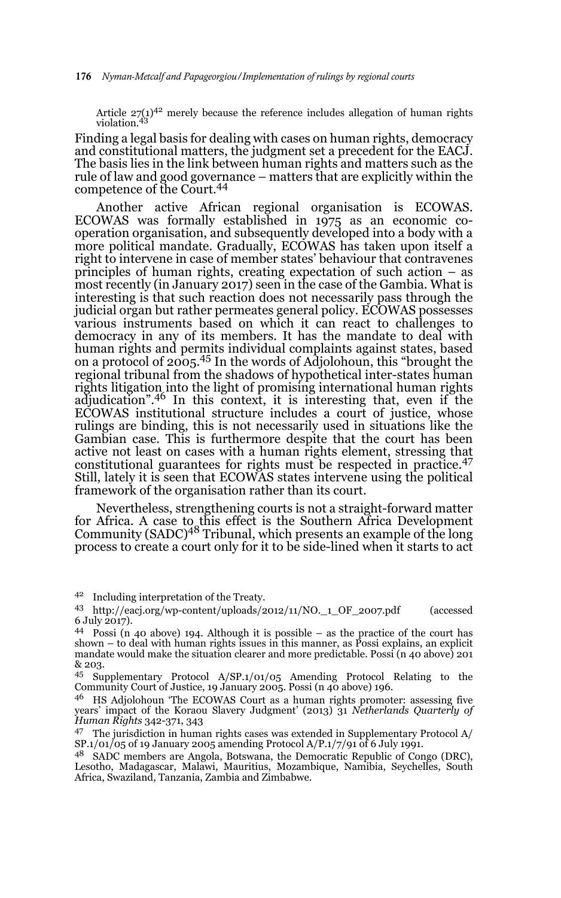Article 27(1)[42] merely because the reference includes allegation of human rights violation.[43]

Finding a legal basis for dealing with cases on human rights, democracy and constitutional matters, the judgment set a precedent for the EACJ. The basis lies in the link between human rights and matters such as the rule of law and good governance – matters that are explicitly within the competence of the Court.[44]

Another active African regional organisation is ECOWAS. ECOWAS was formally established in 1975 as an economic co-operation organisation, and subsequently developed into a body with a more political mandate. Gradually, ECOWAS has taken upon itself a right to intervene in case of member states' behaviour that contravenes principles of human rights, creating expectation of such action – as most recently (in January 2017) seen in the case of the Gambia. What is interesting is that such reaction does not necessarily pass through the judicial organ but rather permeates general policy. ECOWAS possesses various instruments based on which it can react to challenges to democracy in any of its members. It has the mandate to deal with human rights and permits individual complaints against states, based on a protocol of 2005.[45] In the words of Adjolohoun, this "brought the regional tribunal from the shadows of hypothetical inter-states human rights litigation into the light of promising international human rights adjudication".[46] In this context, it is interesting that, even if the ECOWAS institutional structure includes a court of justice, whose rulings are binding, this is not necessarily used in situations like the Gambian case. This is furthermore despite that the court has been active not least on cases with a human rights element, stressing that constitutional guarantees for rights must be respected in practice.[47] Still, lately it is seen that ECOWAS states intervene using the political framework of the organisation rather than its court.

Nevertheless, strengthening courts is not a straight-forward matter for Africa. A case to this effect is the Southern Africa Development Community (SADC)[48] Tribunal, which presents an example of the long process to create a court only for it to be side-lined when it starts to act

---

42 Including interpretation of the Treaty.

43 http://eacj.org/wp-content/uploads/2012/11/NO._1_OF_2007.pdf (accessed 6 July 2017).

44 Possi (n 40 above) 194. Although it is possible – as the practice of the court has shown – to deal with human rights issues in this manner, as Possi explains, an explicit mandate would make the situation clearer and more predictable. Possi (n 40 above) 201 & 203.

45 Supplementary Protocol A/SP.1/01/05 Amending Protocol Relating to the Community Court of Justice, 19 January 2005. Possi (n 40 above) 196.

46 HS Adjolohoun 'The ECOWAS Court as a human rights promoter: assessing five years' impact of the Koraou Slavery Judgment' (2013) 31 *Netherlands Quarterly of Human Rights* 342-371, 343

47 The jurisdiction in human rights cases was extended in Supplementary Protocol A/SP.1/01/05 of 19 January 2005 amending Protocol A/P.1/7/91 of 6 July 1991.

48 SADC members are Angola, Botswana, the Democratic Republic of Congo (DRC), Lesotho, Madagascar, Malawi, Mauritius, Mozambique, Namibia, Seychelles, South Africa, Swaziland, Tanzania, Zambia and Zimbabwe.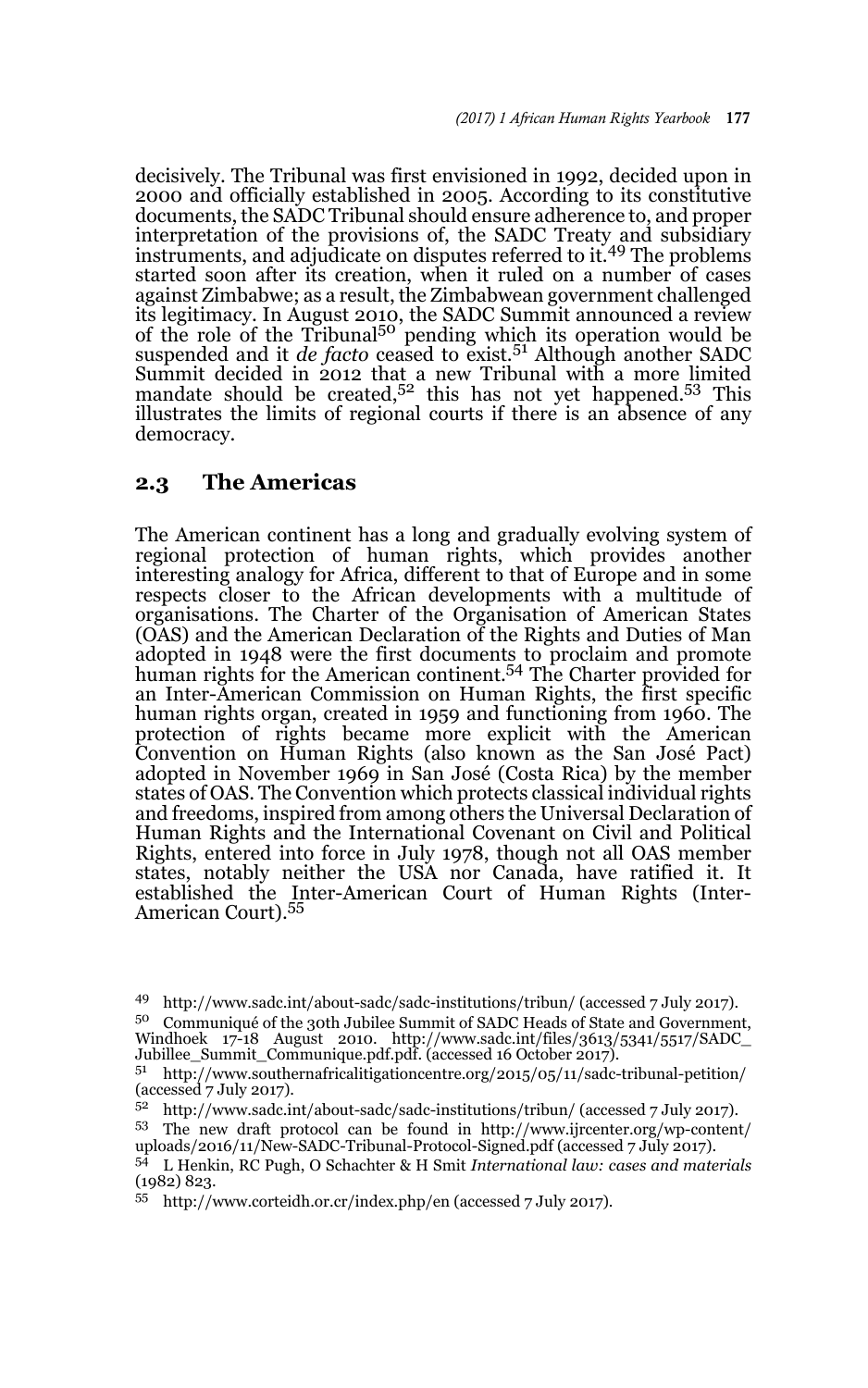decisively. The Tribunal was first envisioned in 1992, decided upon in 2000 and officially established in 2005. According to its constitutive documents, the SADC Tribunal should ensure adherence to, and proper interpretation of the provisions of, the SADC Treaty and subsidiary instruments, and adjudicate on disputes referred to it.[49] The problems started soon after its creation, when it ruled on a number of cases against Zimbabwe; as a result, the Zimbabwean government challenged its legitimacy. In August 2010, the SADC Summit announced a review of the role of the Tribunal[50] pending which its operation would be suspended and it *de facto* ceased to exist.[51] Although another SADC Summit decided in 2012 that a new Tribunal with a more limited mandate should be created,[52] this has not yet happened.[53] This illustrates the limits of regional courts if there is an absence of any democracy.

## 2.3 The Americas

The American continent has a long and gradually evolving system of regional protection of human rights, which provides another interesting analogy for Africa, different to that of Europe and in some respects closer to the African developments with a multitude of organisations. The Charter of the Organisation of American States (OAS) and the American Declaration of the Rights and Duties of Man adopted in 1948 were the first documents to proclaim and promote human rights for the American continent.[54] The Charter provided for an Inter-American Commission on Human Rights, the first specific human rights organ, created in 1959 and functioning from 1960. The protection of rights became more explicit with the American Convention on Human Rights (also known as the San José Pact) adopted in November 1969 in San José (Costa Rica) by the member states of OAS. The Convention which protects classical individual rights and freedoms, inspired from among others the Universal Declaration of Human Rights and the International Covenant on Civil and Political Rights, entered into force in July 1978, though not all OAS member states, notably neither the USA nor Canada, have ratified it. It established the Inter-American Court of Human Rights (Inter-American Court).[55]

---

49 http://www.sadc.int/about-sadc/sadc-institutions/tribun/ (accessed 7 July 2017).

50 Communiqué of the 30th Jubilee Summit of SADC Heads of State and Government, Windhoek 17-18 August 2010. http://www.sadc.int/files/3613/5341/5517/SADC_Jubillee_Summit_Communique.pdf.pdf. (accessed 16 October 2017).

51 http://www.southernafricalitigationcentre.org/2015/05/11/sadc-tribunal-petition/ (accessed 7 July 2017).

52 http://www.sadc.int/about-sadc/sadc-institutions/tribun/ (accessed 7 July 2017).

53 The new draft protocol can be found in http://www.ijrcenter.org/wp-content/uploads/2016/11/New-SADC-Tribunal-Protocol-Signed.pdf (accessed 7 July 2017).

54 L Henkin, RC Pugh, O Schachter & H Smit *International law: cases and materials* (1982) 823.

55 http://www.corteidh.or.cr/index.php/en (accessed 7 July 2017).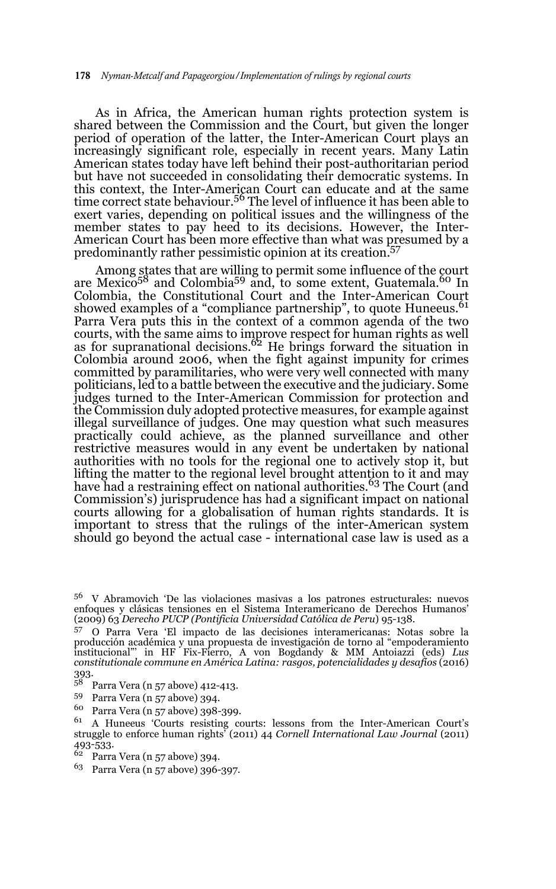As in Africa, the American human rights protection system is shared between the Commission and the Court, but given the longer period of operation of the latter, the Inter-American Court plays an increasingly significant role, especially in recent years. Many Latin American states today have left behind their post-authoritarian period but have not succeeded in consolidating their democratic systems. In this context, the Inter-American Court can educate and at the same time correct state behaviour.[56] The level of influence it has been able to exert varies, depending on political issues and the willingness of the member states to pay heed to its decisions. However, the Inter-American Court has been more effective than what was presumed by a predominantly rather pessimistic opinion at its creation.[57]

Among states that are willing to permit some influence of the court are Mexico[58] and Colombia[59] and, to some extent, Guatemala.[60] In Colombia, the Constitutional Court and the Inter-American Court showed examples of a "compliance partnership", to quote Huneeus.[61] Parra Vera puts this in the context of a common agenda of the two courts, with the same aims to improve respect for human rights as well as for supranational decisions.[62] He brings forward the situation in Colombia around 2006, when the fight against impunity for crimes committed by paramilitaries, who were very well connected with many politicians, led to a battle between the executive and the judiciary. Some judges turned to the Inter-American Commission for protection and the Commission duly adopted protective measures, for example against illegal surveillance of judges. One may question what such measures practically could achieve, as the planned surveillance and other restrictive measures would in any event be undertaken by national authorities with no tools for the regional one to actively stop it, but lifting the matter to the regional level brought attention to it and may have had a restraining effect on national authorities.[63] The Court (and Commission's) jurisprudence has had a significant impact on national courts allowing for a globalisation of human rights standards. It is important to stress that the rulings of the inter-American system should go beyond the actual case - international case law is used as a

---

[56] V Abramovich 'De las violaciones masivas a los patrones estructurales: nuevos enfoques y clásicas tensiones en el Sistema Interamericano de Derechos Humanos' (2009) 63 *Derecho PUCP (Pontificia Universidad Católica de Peru)* 95-138.

[57] O Parra Vera 'El impacto de las decisiones interamericanas: Notas sobre la producción académica y una propuesta de investigación de torno al "empoderamiento institucional"' in HF Fix-Fierro, A von Bogdandy & MM Antoiazzi (eds) *Lus constitutionale commune en América Latina: rasgos, potencialidades y desafíos* (2016) 393.

[58] Parra Vera (n 57 above) 412-413.

[59] Parra Vera (n 57 above) 394.

[60] Parra Vera (n 57 above) 398-399.

[61] A Huneeus 'Courts resisting courts: lessons from the Inter-American Court's struggle to enforce human rights' (2011) 44 *Cornell International Law Journal* (2011) 493-533.

[62] Parra Vera (n 57 above) 394.

[63] Parra Vera (n 57 above) 396-397.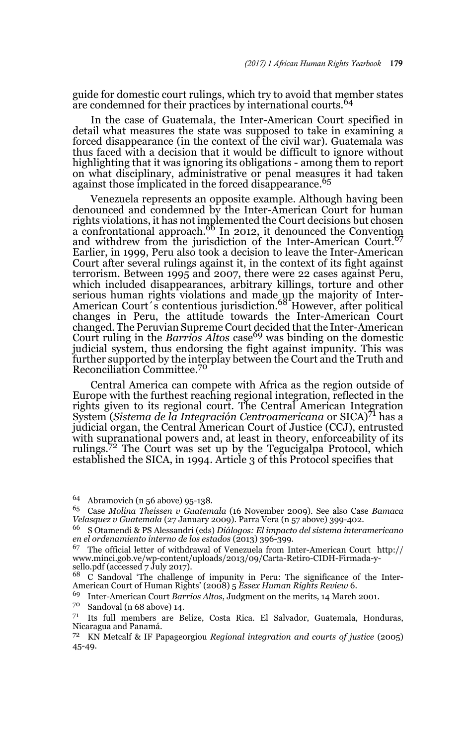guide for domestic court rulings, which try to avoid that member states are condemned for their practices by international courts.[64]

In the case of Guatemala, the Inter-American Court specified in detail what measures the state was supposed to take in examining a forced disappearance (in the context of the civil war). Guatemala was thus faced with a decision that it would be difficult to ignore without highlighting that it was ignoring its obligations - among them to report on what disciplinary, administrative or penal measures it had taken against those implicated in the forced disappearance.[65]

Venezuela represents an opposite example. Although having been denounced and condemned by the Inter-American Court for human rights violations, it has not implemented the Court decisions but chosen a confrontational approach.[66] In 2012, it denounced the Convention and withdrew from the jurisdiction of the Inter-American Court.[67] Earlier, in 1999, Peru also took a decision to leave the Inter-American Court after several rulings against it, in the context of its fight against terrorism. Between 1995 and 2007, there were 22 cases against Peru, which included disappearances, arbitrary killings, torture and other serious human rights violations and made up the majority of Inter-American Court´s contentious jurisdiction.[68] However, after political changes in Peru, the attitude towards the Inter-American Court changed. The Peruvian Supreme Court decided that the Inter-American Court ruling in the *Barrios Altos* case[69] was binding on the domestic judicial system, thus endorsing the fight against impunity. This was further supported by the interplay between the Court and the Truth and Reconciliation Committee.[70]

Central America can compete with Africa as the region outside of Europe with the furthest reaching regional integration, reflected in the rights given to its regional court. The Central American Integration System (*Sistema de la Integración Centroamericana* or SICA)[71] has a judicial organ, the Central American Court of Justice (CCJ), entrusted with supranational powers and, at least in theory, enforceability of its rulings.[72] The Court was set up by the Tegucigalpa Protocol, which established the SICA, in 1994. Article 3 of this Protocol specifies that

---

64 Abramovich (n 56 above) 95-138.

65 Case *Molina Theissen v Guatemala* (16 November 2009). See also Case *Bamaca Velasquez v Guatemala* (27 January 2009). Parra Vera (n 57 above) 399-402.

66 S Otamendi & PS Alessandri (eds) *Diálogos: El impacto del sistema interamericano en el ordenamiento interno de los estados* (2013) 396-399.

67 The official letter of withdrawal of Venezuela from Inter-American Court http://www.minci.gob.ve/wp-content/uploads/2013/09/Carta-Retiro-CIDH-Firmada-y-sello.pdf (accessed 7 July 2017).

68 C Sandoval 'The challenge of impunity in Peru: The significance of the Inter-American Court of Human Rights' (2008) 5 *Essex Human Rights Review* 6.

69 Inter-American Court *Barrios Altos*, Judgment on the merits, 14 March 2001.

70 Sandoval (n 68 above) 14.

71 Its full members are Belize, Costa Rica. El Salvador, Guatemala, Honduras, Nicaragua and Panamá.

72 KN Metcalf & IF Papageorgiou *Regional integration and courts of justice* (2005) 45-49.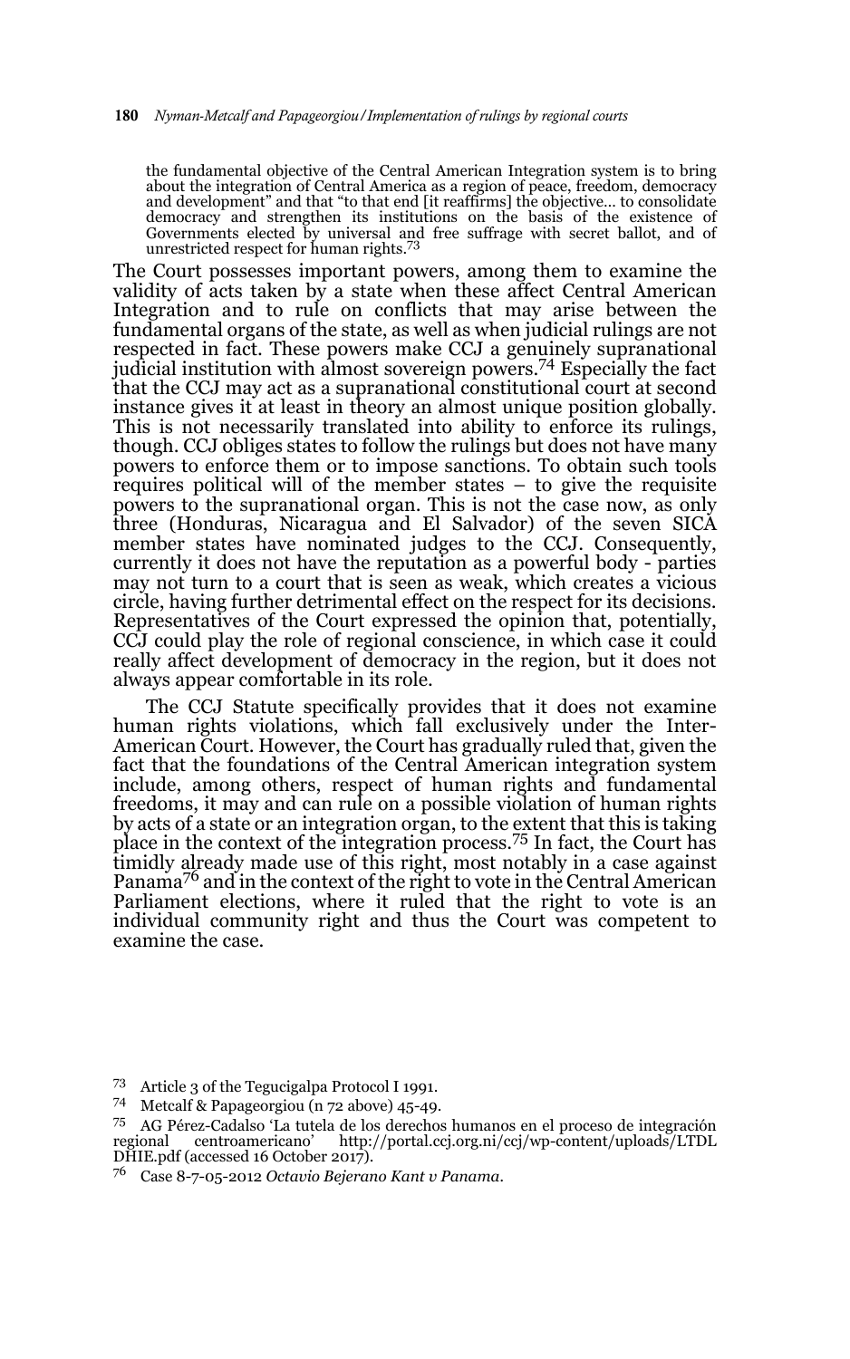the fundamental objective of the Central American Integration system is to bring about the integration of Central America as a region of peace, freedom, democracy and development" and that "to that end [it reaffirms] the objective... to consolidate democracy and strengthen its institutions on the basis of the existence of Governments elected by universal and free suffrage with secret ballot, and of unrestricted respect for human rights.[73]

The Court possesses important powers, among them to examine the validity of acts taken by a state when these affect Central American Integration and to rule on conflicts that may arise between the fundamental organs of the state, as well as when judicial rulings are not respected in fact. These powers make CCJ a genuinely supranational judicial institution with almost sovereign powers.[74] Especially the fact that the CCJ may act as a supranational constitutional court at second instance gives it at least in theory an almost unique position globally. This is not necessarily translated into ability to enforce its rulings, though. CCJ obliges states to follow the rulings but does not have many powers to enforce them or to impose sanctions. To obtain such tools requires political will of the member states – to give the requisite powers to the supranational organ. This is not the case now, as only three (Honduras, Nicaragua and El Salvador) of the seven SICA member states have nominated judges to the CCJ. Consequently, currently it does not have the reputation as a powerful body - parties may not turn to a court that is seen as weak, which creates a vicious circle, having further detrimental effect on the respect for its decisions. Representatives of the Court expressed the opinion that, potentially, CCJ could play the role of regional conscience, in which case it could really affect development of democracy in the region, but it does not always appear comfortable in its role.

The CCJ Statute specifically provides that it does not examine human rights violations, which fall exclusively under the Inter-American Court. However, the Court has gradually ruled that, given the fact that the foundations of the Central American integration system include, among others, respect of human rights and fundamental freedoms, it may and can rule on a possible violation of human rights by acts of a state or an integration organ, to the extent that this is taking place in the context of the integration process.[75] In fact, the Court has timidly already made use of this right, most notably in a case against Panama[76] and in the context of the right to vote in the Central American Parliament elections, where it ruled that the right to vote is an individual community right and thus the Court was competent to examine the case.

---

[73] Article 3 of the Tegucigalpa Protocol I 1991.

[74] Metcalf & Papageorgiou (n 72 above) 45-49.

[75] AG Pérez-Cadalso 'La tutela de los derechos humanos en el proceso de integración regional centroamericano' http://portal.ccj.org.ni/ccj/wp-content/uploads/LTDLDHIE.pdf (accessed 16 October 2017).

[76] Case 8-7-05-2012 *Octavio Bejerano Kant v Panama*.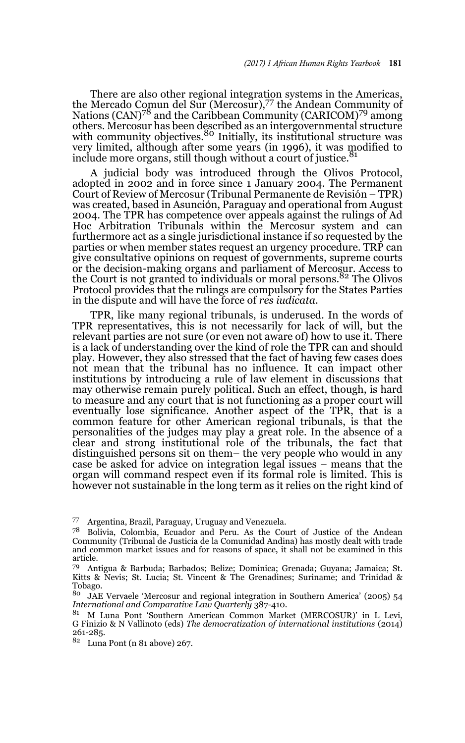There are also other regional integration systems in the Americas, the Mercado Comun del Sur (Mercosur),[77] the Andean Community of Nations (CAN)[78] and the Caribbean Community (CARICOM)[79] among others. Mercosur has been described as an intergovernmental structure with community objectives.[80] Initially, its institutional structure was very limited, although after some years (in 1996), it was modified to include more organs, still though without a court of justice.[81]

A judicial body was introduced through the Olivos Protocol, adopted in 2002 and in force since 1 January 2004. The Permanent Court of Review of Mercosur (Tribunal Permanente de Revisión – TPR) was created, based in Asunción, Paraguay and operational from August 2004. The TPR has competence over appeals against the rulings of Ad Hoc Arbitration Tribunals within the Mercosur system and can furthermore act as a single jurisdictional instance if so requested by the parties or when member states request an urgency procedure. TRP can give consultative opinions on request of governments, supreme courts or the decision-making organs and parliament of Mercosur. Access to the Court is not granted to individuals or moral persons.[82] The Olivos Protocol provides that the rulings are compulsory for the States Parties in the dispute and will have the force of *res iudicata*.

TPR, like many regional tribunals, is underused. In the words of TPR representatives, this is not necessarily for lack of will, but the relevant parties are not sure (or even not aware of) how to use it. There is a lack of understanding over the kind of role the TPR can and should play. However, they also stressed that the fact of having few cases does not mean that the tribunal has no influence. It can impact other institutions by introducing a rule of law element in discussions that may otherwise remain purely political. Such an effect, though, is hard to measure and any court that is not functioning as a proper court will eventually lose significance. Another aspect of the TPR, that is a common feature for other American regional tribunals, is that the personalities of the judges may play a great role. In the absence of a clear and strong institutional role of the tribunals, the fact that distinguished persons sit on them– the very people who would in any case be asked for advice on integration legal issues – means that the organ will command respect even if its formal role is limited. This is however not sustainable in the long term as it relies on the right kind of

---

[77] Argentina, Brazil, Paraguay, Uruguay and Venezuela.

[78] Bolivia, Colombia, Ecuador and Peru. As the Court of Justice of the Andean Community (Tribunal de Justicia de la Comunidad Andina) has mostly dealt with trade and common market issues and for reasons of space, it shall not be examined in this article.

[79] Antigua & Barbuda; Barbados; Belize; Dominica; Grenada; Guyana; Jamaica; St. Kitts & Nevis; St. Lucia; St. Vincent & The Grenadines; Suriname; and Trinidad & Tobago.

[80] JAE Vervaele 'Mercosur and regional integration in Southern America' (2005) 54 *International and Comparative Law Quarterly* 387-410.

[81] M Luna Pont 'Southern American Common Market (MERCOSUR)' in L Levi, G Finizio & N Vallinoto (eds) *The democratization of international institutions* (2014) 261-285.

[82] Luna Pont (n 81 above) 267.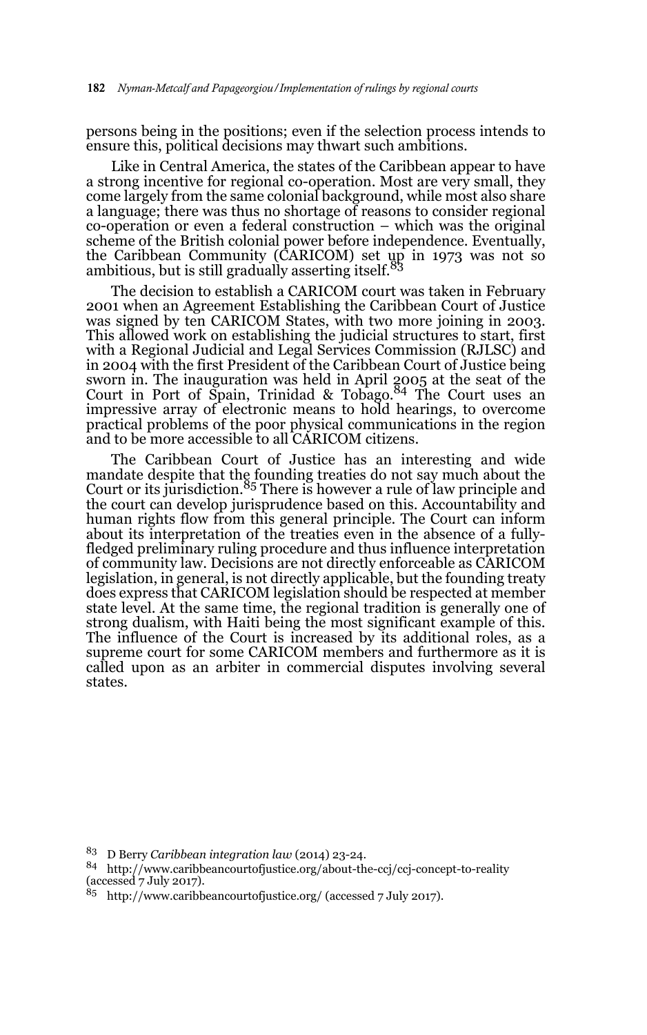persons being in the positions; even if the selection process intends to ensure this, political decisions may thwart such ambitions.

Like in Central America, the states of the Caribbean appear to have a strong incentive for regional co-operation. Most are very small, they come largely from the same colonial background, while most also share a language; there was thus no shortage of reasons to consider regional co-operation or even a federal construction – which was the original scheme of the British colonial power before independence. Eventually, the Caribbean Community (CARICOM) set up in 1973 was not so ambitious, but is still gradually asserting itself.[83]

The decision to establish a CARICOM court was taken in February 2001 when an Agreement Establishing the Caribbean Court of Justice was signed by ten CARICOM States, with two more joining in 2003. This allowed work on establishing the judicial structures to start, first with a Regional Judicial and Legal Services Commission (RJLSC) and in 2004 with the first President of the Caribbean Court of Justice being sworn in. The inauguration was held in April 2005 at the seat of the Court in Port of Spain, Trinidad & Tobago.[84] The Court uses an impressive array of electronic means to hold hearings, to overcome practical problems of the poor physical communications in the region and to be more accessible to all CARICOM citizens.

The Caribbean Court of Justice has an interesting and wide mandate despite that the founding treaties do not say much about the Court or its jurisdiction.[85] There is however a rule of law principle and the court can develop jurisprudence based on this. Accountability and human rights flow from this general principle. The Court can inform about its interpretation of the treaties even in the absence of a fully-fledged preliminary ruling procedure and thus influence interpretation of community law. Decisions are not directly enforceable as CARICOM legislation, in general, is not directly applicable, but the founding treaty does express that CARICOM legislation should be respected at member state level. At the same time, the regional tradition is generally one of strong dualism, with Haiti being the most significant example of this. The influence of the Court is increased by its additional roles, as a supreme court for some CARICOM members and furthermore as it is called upon as an arbiter in commercial disputes involving several states.

---

83 D Berry *Caribbean integration law* (2014) 23-24.

84 http://www.caribbeancourtofjustice.org/about-the-ccj/ccj-concept-to-reality (accessed 7 July 2017).

85 http://www.caribbeancourtofjustice.org/ (accessed 7 July 2017).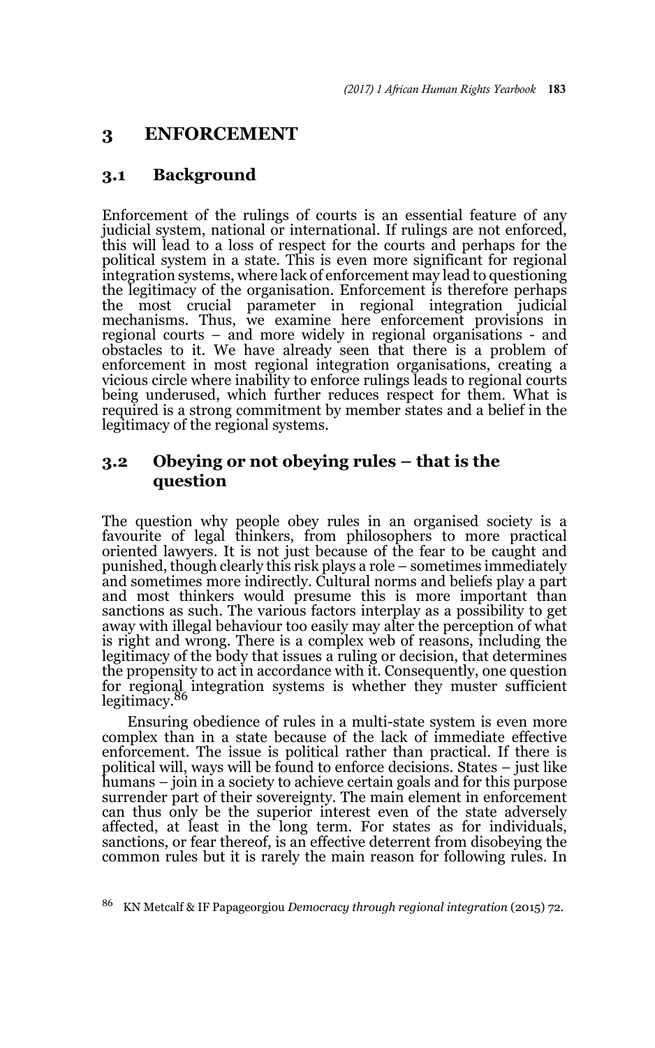## 3 ENFORCEMENT

### 3.1 Background

Enforcement of the rulings of courts is an essential feature of any judicial system, national or international. If rulings are not enforced, this will lead to a loss of respect for the courts and perhaps for the political system in a state. This is even more significant for regional integration systems, where lack of enforcement may lead to questioning the legitimacy of the organisation. Enforcement is therefore perhaps the most crucial parameter in regional integration judicial mechanisms. Thus, we examine here enforcement provisions in regional courts – and more widely in regional organisations - and obstacles to it. We have already seen that there is a problem of enforcement in most regional integration organisations, creating a vicious circle where inability to enforce rulings leads to regional courts being underused, which further reduces respect for them. What is required is a strong commitment by member states and a belief in the legitimacy of the regional systems.

### 3.2 Obeying or not obeying rules – that is the question

The question why people obey rules in an organised society is a favourite of legal thinkers, from philosophers to more practical oriented lawyers. It is not just because of the fear to be caught and punished, though clearly this risk plays a role – sometimes immediately and sometimes more indirectly. Cultural norms and beliefs play a part and most thinkers would presume this is more important than sanctions as such. The various factors interplay as a possibility to get away with illegal behaviour too easily may alter the perception of what is right and wrong. There is a complex web of reasons, including the legitimacy of the body that issues a ruling or decision, that determines the propensity to act in accordance with it. Consequently, one question for regional integration systems is whether they muster sufficient legitimacy.[86]

Ensuring obedience of rules in a multi-state system is even more complex than in a state because of the lack of immediate effective enforcement. The issue is political rather than practical. If there is political will, ways will be found to enforce decisions. States – just like humans – join in a society to achieve certain goals and for this purpose surrender part of their sovereignty. The main element in enforcement can thus only be the superior interest even of the state adversely affected, at least in the long term. For states as for individuals, sanctions, or fear thereof, is an effective deterrent from disobeying the common rules but it is rarely the main reason for following rules. In

[86] KN Metcalf & IF Papageorgiou *Democracy through regional integration* (2015) 72.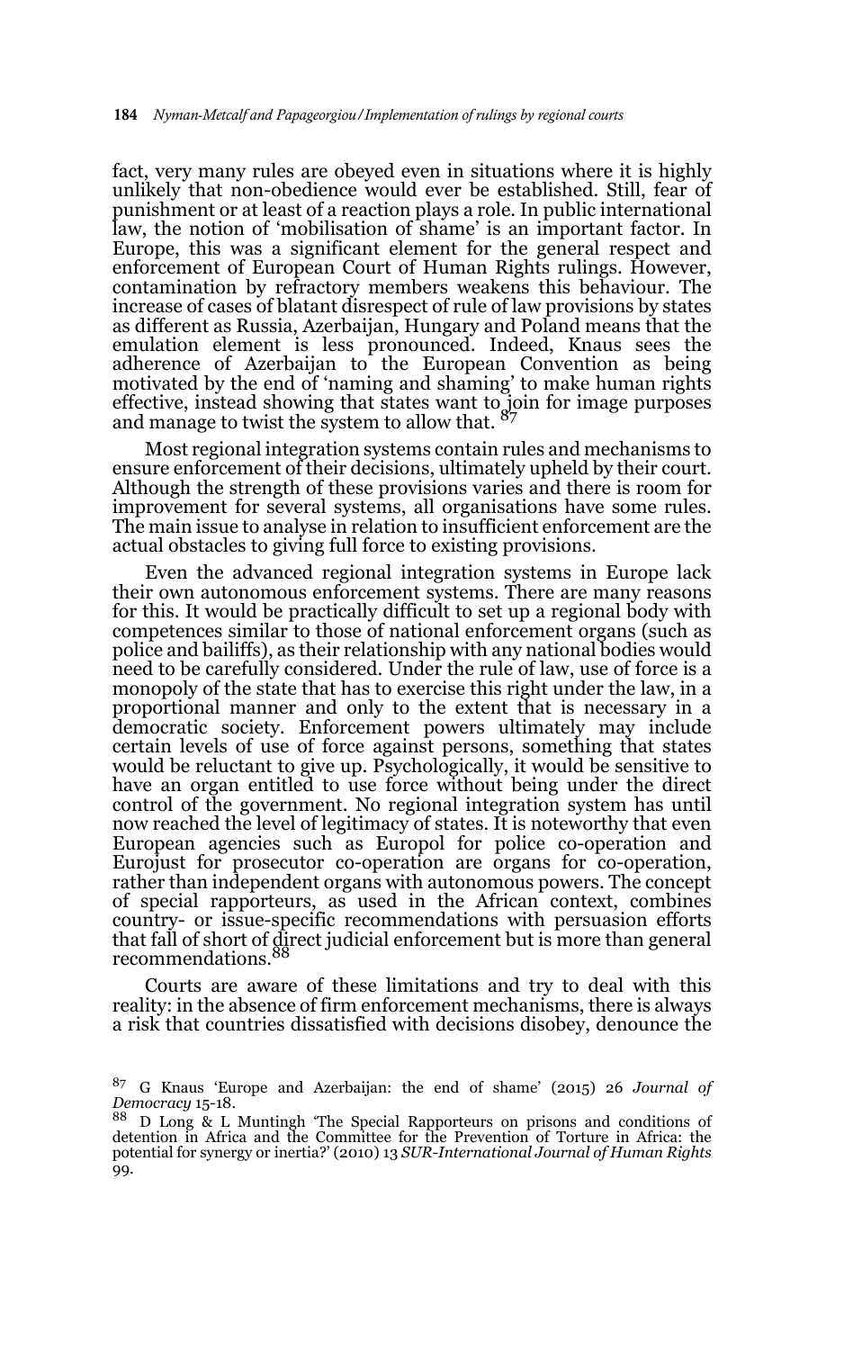fact, very many rules are obeyed even in situations where it is highly unlikely that non-obedience would ever be established. Still, fear of punishment or at least of a reaction plays a role. In public international law, the notion of 'mobilisation of shame' is an important factor. In Europe, this was a significant element for the general respect and enforcement of European Court of Human Rights rulings. However, contamination by refractory members weakens this behaviour. The increase of cases of blatant disrespect of rule of law provisions by states as different as Russia, Azerbaijan, Hungary and Poland means that the emulation element is less pronounced. Indeed, Knaus sees the adherence of Azerbaijan to the European Convention as being motivated by the end of 'naming and shaming' to make human rights effective, instead showing that states want to join for image purposes and manage to twist the system to allow that. [87]

Most regional integration systems contain rules and mechanisms to ensure enforcement of their decisions, ultimately upheld by their court. Although the strength of these provisions varies and there is room for improvement for several systems, all organisations have some rules. The main issue to analyse in relation to insufficient enforcement are the actual obstacles to giving full force to existing provisions.

Even the advanced regional integration systems in Europe lack their own autonomous enforcement systems. There are many reasons for this. It would be practically difficult to set up a regional body with competences similar to those of national enforcement organs (such as police and bailiffs), as their relationship with any national bodies would need to be carefully considered. Under the rule of law, use of force is a monopoly of the state that has to exercise this right under the law, in a proportional manner and only to the extent that is necessary in a democratic society. Enforcement powers ultimately may include certain levels of use of force against persons, something that states would be reluctant to give up. Psychologically, it would be sensitive to have an organ entitled to use force without being under the direct control of the government. No regional integration system has until now reached the level of legitimacy of states. It is noteworthy that even European agencies such as Europol for police co-operation and Eurojust for prosecutor co-operation are organs for co-operation, rather than independent organs with autonomous powers. The concept of special rapporteurs, as used in the African context, combines country- or issue-specific recommendations with persuasion efforts that fall of short of direct judicial enforcement but is more than general recommendations.[88]

Courts are aware of these limitations and try to deal with this reality: in the absence of firm enforcement mechanisms, there is always a risk that countries dissatisfied with decisions disobey, denounce the

---

[87] G Knaus 'Europe and Azerbaijan: the end of shame' (2015) 26 *Journal of Democracy* 15-18.

[88] D Long & L Muntingh 'The Special Rapporteurs on prisons and conditions of detention in Africa and the Committee for the Prevention of Torture in Africa: the potential for synergy or inertia?' (2010) 13 *SUR-International Journal of Human Rights* 99.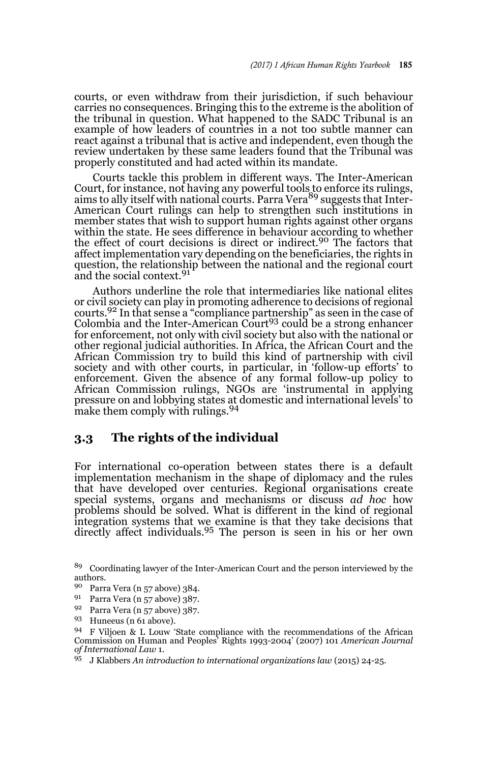courts, or even withdraw from their jurisdiction, if such behaviour carries no consequences. Bringing this to the extreme is the abolition of the tribunal in question. What happened to the SADC Tribunal is an example of how leaders of countries in a not too subtle manner can react against a tribunal that is active and independent, even though the review undertaken by these same leaders found that the Tribunal was properly constituted and had acted within its mandate.

Courts tackle this problem in different ways. The Inter-American Court, for instance, not having any powerful tools to enforce its rulings, aims to ally itself with national courts. Parra Vera[89] suggests that Inter-American Court rulings can help to strengthen such institutions in member states that wish to support human rights against other organs within the state. He sees difference in behaviour according to whether the effect of court decisions is direct or indirect.[90] The factors that affect implementation vary depending on the beneficiaries, the rights in question, the relationship between the national and the regional court and the social context.[91]

Authors underline the role that intermediaries like national elites or civil society can play in promoting adherence to decisions of regional courts.[92] In that sense a "compliance partnership" as seen in the case of Colombia and the Inter-American Court[93] could be a strong enhancer for enforcement, not only with civil society but also with the national or other regional judicial authorities. In Africa, the African Court and the African Commission try to build this kind of partnership with civil society and with other courts, in particular, in 'follow-up efforts' to enforcement. Given the absence of any formal follow-up policy to African Commission rulings, NGOs are 'instrumental in applying pressure on and lobbying states at domestic and international levels' to make them comply with rulings.[94]

## 3.3 The rights of the individual

For international co-operation between states there is a default implementation mechanism in the shape of diplomacy and the rules that have developed over centuries. Regional organisations create special systems, organs and mechanisms or discuss *ad hoc* how problems should be solved. What is different in the kind of regional integration systems that we examine is that they take decisions that directly affect individuals.[95] The person is seen in his or her own

---

[89] Coordinating lawyer of the Inter-American Court and the person interviewed by the authors.

[90] Parra Vera (n 57 above) 384.

[91] Parra Vera (n 57 above) 387.

[92] Parra Vera (n 57 above) 387.

[93] Huneeus (n 61 above).

[94] F Viljoen & L Louw 'State compliance with the recommendations of the African Commission on Human and Peoples' Rights 1993-2004' (2007) 101 *American Journal of International Law* 1.

[95] J Klabbers *An introduction to international organizations law* (2015) 24-25.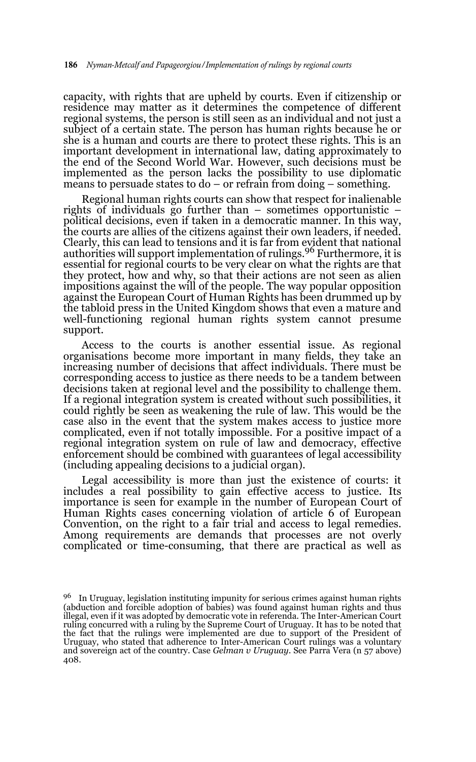capacity, with rights that are upheld by courts. Even if citizenship or residence may matter as it determines the competence of different regional systems, the person is still seen as an individual and not just a subject of a certain state. The person has human rights because he or she is a human and courts are there to protect these rights. This is an important development in international law, dating approximately to the end of the Second World War. However, such decisions must be implemented as the person lacks the possibility to use diplomatic means to persuade states to do – or refrain from doing – something.

Regional human rights courts can show that respect for inalienable rights of individuals go further than – sometimes opportunistic – political decisions, even if taken in a democratic manner. In this way, the courts are allies of the citizens against their own leaders, if needed. Clearly, this can lead to tensions and it is far from evident that national authorities will support implementation of rulings.[96] Furthermore, it is essential for regional courts to be very clear on what the rights are that they protect, how and why, so that their actions are not seen as alien impositions against the will of the people. The way popular opposition against the European Court of Human Rights has been drummed up by the tabloid press in the United Kingdom shows that even a mature and well-functioning regional human rights system cannot presume support.

Access to the courts is another essential issue. As regional organisations become more important in many fields, they take an increasing number of decisions that affect individuals. There must be corresponding access to justice as there needs to be a tandem between decisions taken at regional level and the possibility to challenge them. If a regional integration system is created without such possibilities, it could rightly be seen as weakening the rule of law. This would be the case also in the event that the system makes access to justice more complicated, even if not totally impossible. For a positive impact of a regional integration system on rule of law and democracy, effective enforcement should be combined with guarantees of legal accessibility (including appealing decisions to a judicial organ).

Legal accessibility is more than just the existence of courts: it includes a real possibility to gain effective access to justice. Its importance is seen for example in the number of European Court of Human Rights cases concerning violation of article 6 of European Convention, on the right to a fair trial and access to legal remedies. Among requirements are demands that processes are not overly complicated or time-consuming, that there are practical as well as

---

[96] In Uruguay, legislation instituting impunity for serious crimes against human rights (abduction and forcible adoption of babies) was found against human rights and thus illegal, even if it was adopted by democratic vote in referenda. The Inter-American Court ruling concurred with a ruling by the Supreme Court of Uruguay. It has to be noted that the fact that the rulings were implemented are due to support of the President of Uruguay, who stated that adherence to Inter-American Court rulings was a voluntary and sovereign act of the country. Case *Gelman v Uruguay*. See Parra Vera (n 57 above) 408.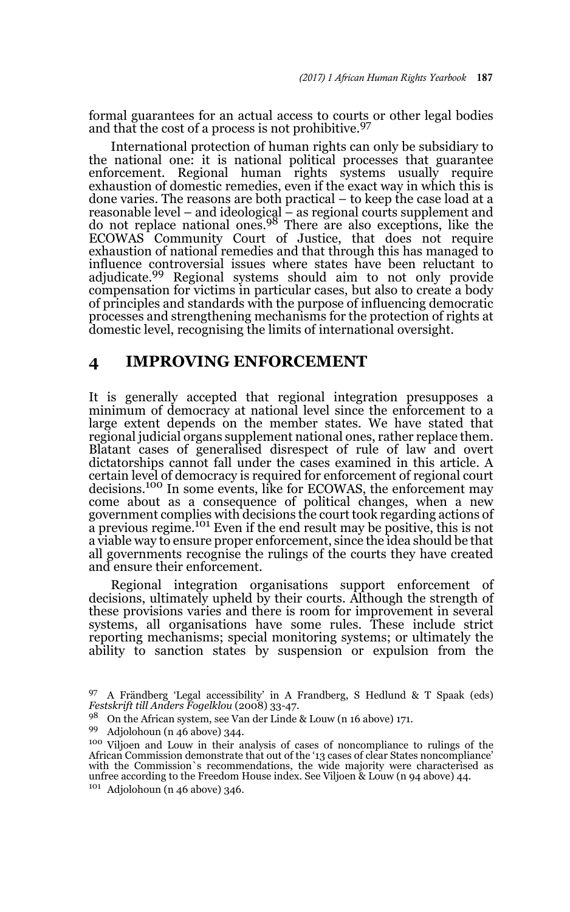formal guarantees for an actual access to courts or other legal bodies and that the cost of a process is not prohibitive.[97]

International protection of human rights can only be subsidiary to the national one: it is national political processes that guarantee enforcement. Regional human rights systems usually require exhaustion of domestic remedies, even if the exact way in which this is done varies. The reasons are both practical – to keep the case load at a reasonable level – and ideological – as regional courts supplement and do not replace national ones.[98] There are also exceptions, like the ECOWAS Community Court of Justice, that does not require exhaustion of national remedies and that through this has managed to influence controversial issues where states have been reluctant to adjudicate.[99] Regional systems should aim to not only provide compensation for victims in particular cases, but also to create a body of principles and standards with the purpose of influencing democratic processes and strengthening mechanisms for the protection of rights at domestic level, recognising the limits of international oversight.

## 4 IMPROVING ENFORCEMENT

It is generally accepted that regional integration presupposes a minimum of democracy at national level since the enforcement to a large extent depends on the member states. We have stated that regional judicial organs supplement national ones, rather replace them. Blatant cases of generalised disrespect of rule of law and overt dictatorships cannot fall under the cases examined in this article. A certain level of democracy is required for enforcement of regional court decisions.[100] In some events, like for ECOWAS, the enforcement may come about as a consequence of political changes, when a new government complies with decisions the court took regarding actions of a previous regime.[101] Even if the end result may be positive, this is not a viable way to ensure proper enforcement, since the idea should be that all governments recognise the rulings of the courts they have created and ensure their enforcement.

Regional integration organisations support enforcement of decisions, ultimately upheld by their courts. Although the strength of these provisions varies and there is room for improvement in several systems, all organisations have some rules. These include strict reporting mechanisms; special monitoring systems; or ultimately the ability to sanction states by suspension or expulsion from the

---

[97] A Frändberg 'Legal accessibility' in A Frandberg, S Hedlund & T Spaak (eds) *Festskrift till Anders Fogelklou* (2008) 33-47.

[98] On the African system, see Van der Linde & Louw (n 16 above) 171.

[99] Adjolohoun (n 46 above) 344.

[100] Viljoen and Louw in their analysis of cases of noncompliance to rulings of the African Commission demonstrate that out of the '13 cases of clear States noncompliance' with the Commission`s recommendations, the wide majority were characterised as unfree according to the Freedom House index. See Viljoen & Louw (n 94 above) 44.

[101] Adjolohoun (n 46 above) 346.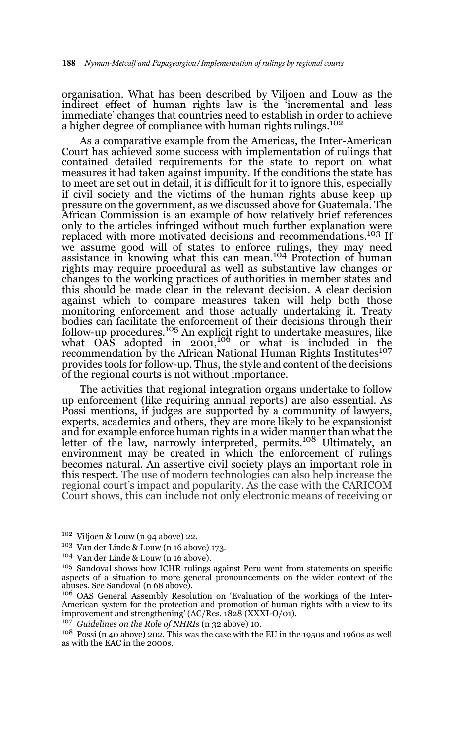organisation. What has been described by Viljoen and Louw as the indirect effect of human rights law is the 'incremental and less immediate' changes that countries need to establish in order to achieve a higher degree of compliance with human rights rulings.[102]

As a comparative example from the Americas, the Inter-American Court has achieved some success with implementation of rulings that contained detailed requirements for the state to report on what measures it had taken against impunity. If the conditions the state has to meet are set out in detail, it is difficult for it to ignore this, especially if civil society and the victims of the human rights abuse keep up pressure on the government, as we discussed above for Guatemala. The African Commission is an example of how relatively brief references only to the articles infringed without much further explanation were replaced with more motivated decisions and recommendations.[103] If we assume good will of states to enforce rulings, they may need assistance in knowing what this can mean.[104] Protection of human rights may require procedural as well as substantive law changes or changes to the working practices of authorities in member states and this should be made clear in the relevant decision. A clear decision against which to compare measures taken will help both those monitoring enforcement and those actually undertaking it. Treaty bodies can facilitate the enforcement of their decisions through their follow-up procedures.[105] An explicit right to undertake measures, like what OAS adopted in 2001,[106] or what is included in the recommendation by the African National Human Rights Institutes[107] provides tools for follow-up. Thus, the style and content of the decisions of the regional courts is not without importance.

The activities that regional integration organs undertake to follow up enforcement (like requiring annual reports) are also essential. As Possi mentions, if judges are supported by a community of lawyers, experts, academics and others, they are more likely to be expansionist and for example enforce human rights in a wider manner than what the letter of the law, narrowly interpreted, permits.[108] Ultimately, an environment may be created in which the enforcement of rulings becomes natural. An assertive civil society plays an important role in this respect. The use of modern technologies can also help increase the regional court's impact and popularity. As the case with the CARICOM Court shows, this can include not only electronic means of receiving or

[102] Viljoen & Louw (n 94 above) 22.

[103] Van der Linde & Louw (n 16 above) 173.

[104] Van der Linde & Louw (n 16 above).

[105] Sandoval shows how ICHR rulings against Peru went from statements on specific aspects of a situation to more general pronouncements on the wider context of the abuses. See Sandoval (n 68 above).

[106] OAS General Assembly Resolution on 'Evaluation of the workings of the Inter-American system for the protection and promotion of human rights with a view to its improvement and strengthening' (AC/Res. 1828 (XXXI-O/01).

[107] *Guidelines on the Role of NHRIs* (n 32 above) 10.

[108] Possi (n 40 above) 202. This was the case with the EU in the 1950s and 1960s as well as with the EAC in the 2000s.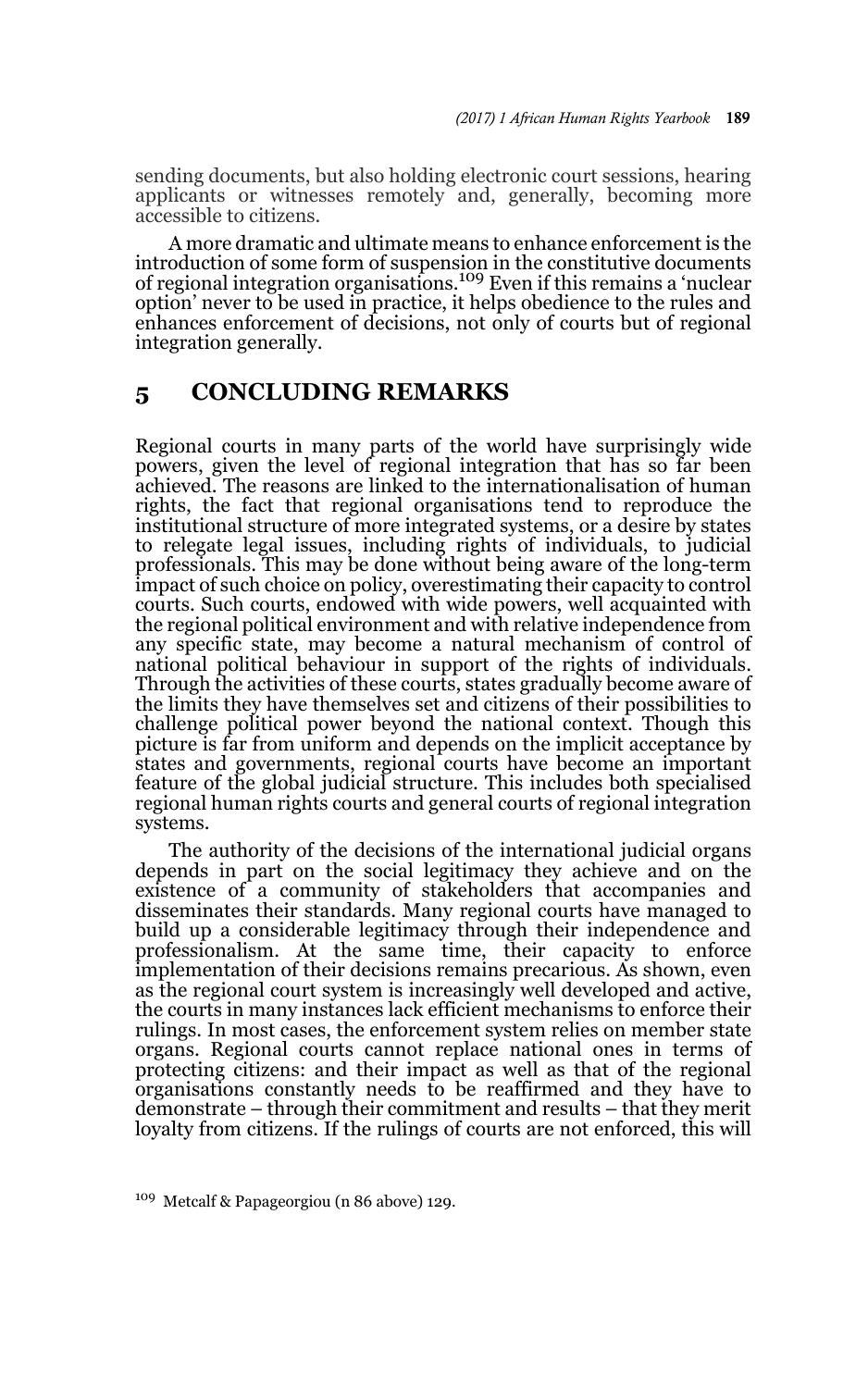sending documents, but also holding electronic court sessions, hearing applicants or witnesses remotely and, generally, becoming more accessible to citizens.

A more dramatic and ultimate means to enhance enforcement is the introduction of some form of suspension in the constitutive documents of regional integration organisations.[109] Even if this remains a 'nuclear option' never to be used in practice, it helps obedience to the rules and enhances enforcement of decisions, not only of courts but of regional integration generally.

## 5 CONCLUDING REMARKS

Regional courts in many parts of the world have surprisingly wide powers, given the level of regional integration that has so far been achieved. The reasons are linked to the internationalisation of human rights, the fact that regional organisations tend to reproduce the institutional structure of more integrated systems, or a desire by states to relegate legal issues, including rights of individuals, to judicial professionals. This may be done without being aware of the long-term impact of such choice on policy, overestimating their capacity to control courts. Such courts, endowed with wide powers, well acquainted with the regional political environment and with relative independence from any specific state, may become a natural mechanism of control of national political behaviour in support of the rights of individuals. Through the activities of these courts, states gradually become aware of the limits they have themselves set and citizens of their possibilities to challenge political power beyond the national context. Though this picture is far from uniform and depends on the implicit acceptance by states and governments, regional courts have become an important feature of the global judicial structure. This includes both specialised regional human rights courts and general courts of regional integration systems.

The authority of the decisions of the international judicial organs depends in part on the social legitimacy they achieve and on the existence of a community of stakeholders that accompanies and disseminates their standards. Many regional courts have managed to build up a considerable legitimacy through their independence and professionalism. At the same time, their capacity to enforce implementation of their decisions remains precarious. As shown, even as the regional court system is increasingly well developed and active, the courts in many instances lack efficient mechanisms to enforce their rulings. In most cases, the enforcement system relies on member state organs. Regional courts cannot replace national ones in terms of protecting citizens: and their impact as well as that of the regional organisations constantly needs to be reaffirmed and they have to demonstrate – through their commitment and results – that they merit loyalty from citizens. If the rulings of courts are not enforced, this will

[109] Metcalf & Papageorgiou (n 86 above) 129.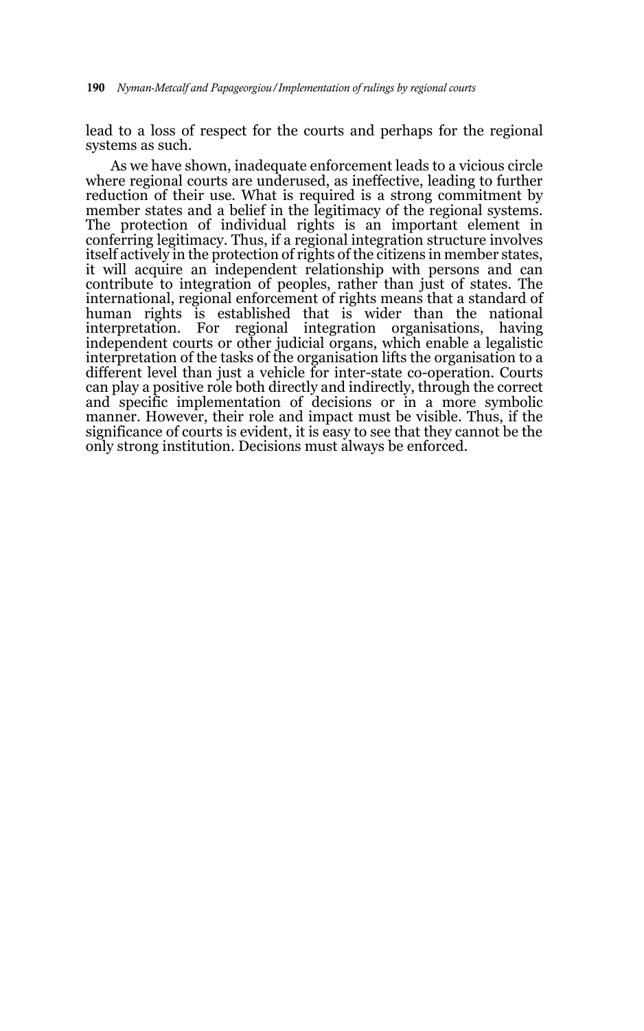lead to a loss of respect for the courts and perhaps for the regional systems as such.

As we have shown, inadequate enforcement leads to a vicious circle where regional courts are underused, as ineffective, leading to further reduction of their use. What is required is a strong commitment by member states and a belief in the legitimacy of the regional systems. The protection of individual rights is an important element in conferring legitimacy. Thus, if a regional integration structure involves itself actively in the protection of rights of the citizens in member states, it will acquire an independent relationship with persons and can contribute to integration of peoples, rather than just of states. The international, regional enforcement of rights means that a standard of human rights is established that is wider than the national interpretation. For regional integration organisations, having independent courts or other judicial organs, which enable a legalistic interpretation of the tasks of the organisation lifts the organisation to a different level than just a vehicle for inter-state co-operation. Courts can play a positive role both directly and indirectly, through the correct and specific implementation of decisions or in a more symbolic manner. However, their role and impact must be visible. Thus, if the significance of courts is evident, it is easy to see that they cannot be the only strong institution. Decisions must always be enforced.